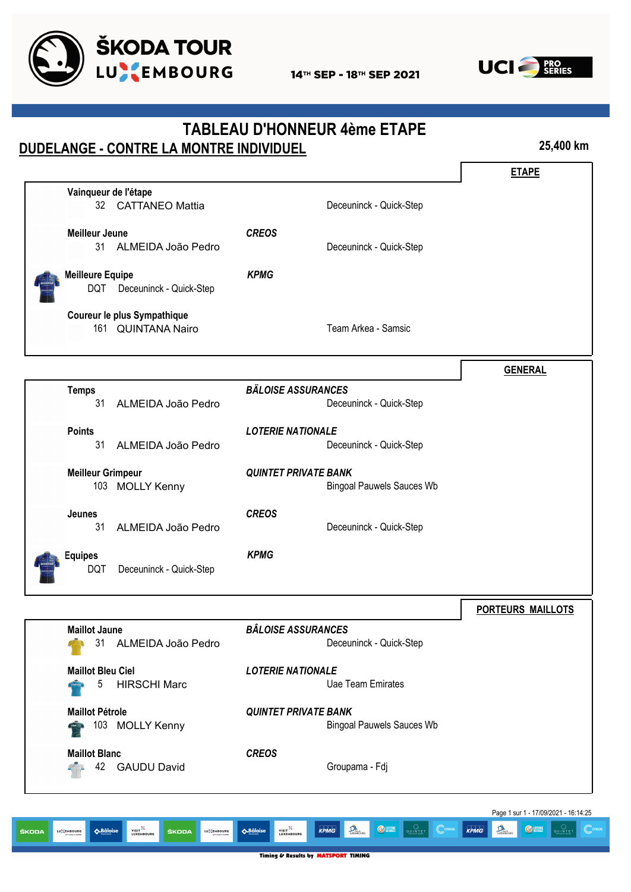ŠKODA TOUR LUXEMBOURG

14TH SEP - 18TH SEP 2021

UCI PRO SERIES

# TABLEAU D'HONNEUR 4ème ETAPE

## DUDELANGE - CONTRE LA MONTRE INDIVIDUEL

**25,400 km**

### ETAPE

**Vainqueur de l'étape**
32 CATTANEO Mattia — Deceuninck - Quick-Step

**Meilleur Jeune** — *CREOS*
31 ALMEIDA João Pedro — Deceuninck - Quick-Step

**Meilleure Equipe** — *KPMG*
DQT Deceuninck - Quick-Step

**Coureur le plus Sympathique**
161 QUINTANA Nairo — Team Arkea - Samsic

### GENERAL

**Temps** — *BÄLOISE ASSURANCES*
31 ALMEIDA João Pedro — Deceuninck - Quick-Step

**Points** — *LOTERIE NATIONALE*
31 ALMEIDA João Pedro — Deceuninck - Quick-Step

**Meilleur Grimpeur** — *QUINTET PRIVATE BANK*
103 MOLLY Kenny — Bingoal Pauwels Sauces Wb

**Jeunes** — *CREOS*
31 ALMEIDA João Pedro — Deceuninck - Quick-Step

**Equipes** — *KPMG*
DQT Deceuninck - Quick-Step

### PORTEURS MAILLOTS

**Maillot Jaune** — *BÂLOISE ASSURANCES*
31 ALMEIDA João Pedro — Deceuninck - Quick-Step

**Maillot Bleu Ciel** — *LOTERIE NATIONALE*
5 HIRSCHI Marc — Uae Team Emirates

**Maillot Pétrole** — *QUINTET PRIVATE BANK*
103 MOLLY Kenny — Bingoal Pauwels Sauces Wb

**Maillot Blanc** — *CREOS*
42 GAUDU David — Groupama - Fdj

Page 1 sur 1 - 17/09/2021 - 16:14:25

Timing & Results by MATSPORT TIMING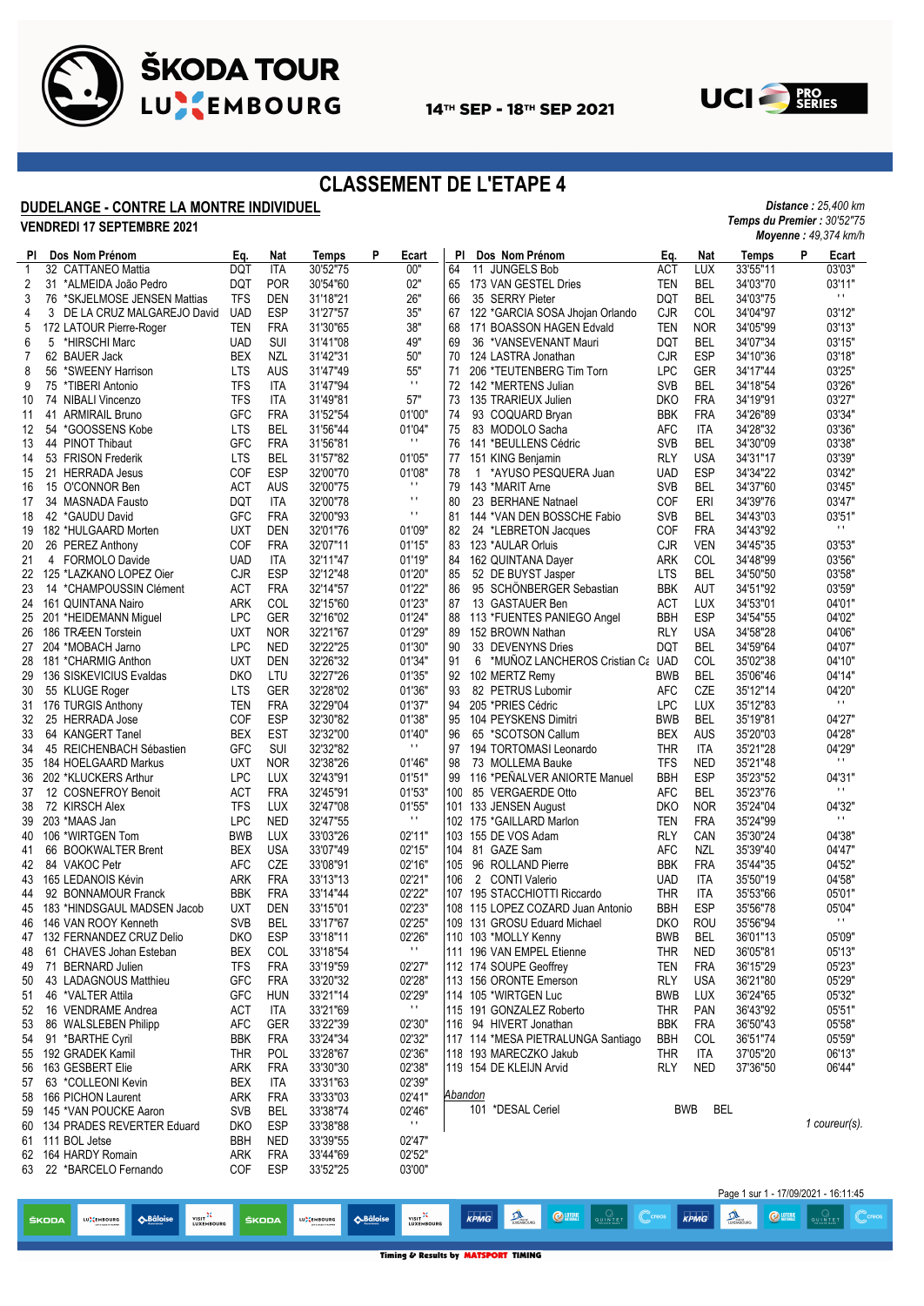# ŠKODA TOUR LUXEMBOURG

14TH SEP - 18TH SEP 2021

UCI PRO SERIES

## CLASSEMENT DE L'ETAPE 4

**DUDELANGE - CONTRE LA MONTRE INDIVIDUEL**

**VENDREDI 17 SEPTEMBRE 2021**

*Distance : 25,400 km*
*Temps du Premier : 30'52"75*
*Moyenne : 49,374 km/h*

| Pl | Dos | Nom Prénom | Eq. | Nat | Temps | P | Ecart |
|---|---|---|---|---|---|---|---|
| 1 | 32 | CATTANEO Mattia | DQT | ITA | 30'52"75 | | 00" |
| 2 | 31 | *ALMEIDA João Pedro | DQT | POR | 30'54"60 | | 02" |
| 3 | 76 | *SKJELMOSE JENSEN Mattias | TFS | DEN | 31'18"21 | | 26" |
| 4 | 3 | DE LA CRUZ MALGAREJO David | UAD | ESP | 31'27"57 | | 35" |
| 5 | 172 | LATOUR Pierre-Roger | TEN | FRA | 31'30"65 | | 38" |
| 6 | 5 | *HIRSCHI Marc | UAD | SUI | 31'41"08 | | 49" |
| 7 | 62 | BAUER Jack | BEX | NZL | 31'42"31 | | 50" |
| 8 | 56 | *SWEENY Harrison | LTS | AUS | 31'47"49 | | 55" |
| 9 | 75 | *TIBERI Antonio | TFS | ITA | 31'47"94 | | ' ' |
| 10 | 74 | NIBALI Vincenzo | TFS | ITA | 31'49"81 | | 57" |
| 11 | 41 | ARMIRAIL Bruno | GFC | FRA | 31'52"54 | | 01'00" |
| 12 | 54 | *GOOSSENS Kobe | LTS | BEL | 31'56"44 | | 01'04" |
| 13 | 44 | PINOT Thibaut | GFC | FRA | 31'56"81 | | ' ' |
| 14 | 53 | FRISON Frederik | LTS | BEL | 31'57"82 | | 01'05" |
| 15 | 21 | HERRADA Jesus | COF | ESP | 32'00"70 | | 01'08" |
| 16 | 15 | O'CONNOR Ben | ACT | AUS | 32'00"75 | | ' ' |
| 17 | 34 | MASNADA Fausto | DQT | ITA | 32'00"78 | | ' ' |
| 18 | 42 | *GAUDU David | GFC | FRA | 32'00"93 | | ' ' |
| 19 | 182 | *HULGAARD Morten | UXT | DEN | 32'01"76 | | 01'09" |
| 20 | 26 | PEREZ Anthony | COF | FRA | 32'07"11 | | 01'15" |
| 21 | 4 | FORMOLO Davide | UAD | ITA | 32'11"47 | | 01'19" |
| 22 | 125 | *LAZKANO LOPEZ Oier | CJR | ESP | 32'12"48 | | 01'20" |
| 23 | 14 | *CHAMPOUSSIN Clément | ACT | FRA | 32'14"57 | | 01'22" |
| 24 | 161 | QUINTANA Nairo | ARK | COL | 32'15"60 | | 01'23" |
| 25 | 201 | *HEIDEMANN Miguel | LPC | GER | 32'16"02 | | 01'24" |
| 26 | 186 | TRÆEN Torstein | UXT | NOR | 32'21"67 | | 01'29" |
| 27 | 204 | *MOBACH Jarno | LPC | NED | 32'22"25 | | 01'30" |
| 28 | 181 | *CHARMIG Anthon | UXT | DEN | 32'26"32 | | 01'34" |
| 29 | 136 | SISKEVICIUS Evaldas | DKO | LTU | 32'27"26 | | 01'35" |
| 30 | 55 | KLUGE Roger | LTS | GER | 32'28"02 | | 01'36" |
| 31 | 176 | TURGIS Anthony | TEN | FRA | 32'29"04 | | 01'37" |
| 32 | 25 | HERRADA Jose | COF | ESP | 32'30"82 | | 01'38" |
| 33 | 64 | KANGERT Tanel | BEX | EST | 32'32"00 | | 01'40" |
| 34 | 45 | REICHENBACH Sébastien | GFC | SUI | 32'32"82 | | ' ' |
| 35 | 184 | HOELGAARD Markus | UXT | NOR | 32'38"26 | | 01'46" |
| 36 | 202 | *KLUCKERS Arthur | LPC | LUX | 32'43"91 | | 01'51" |
| 37 | 12 | COSNEFROY Benoit | ACT | FRA | 32'45"91 | | 01'53" |
| 38 | 72 | KIRSCH Alex | TFS | LUX | 32'47"08 | | 01'55" |
| 39 | 203 | *MAAS Jan | LPC | NED | 32'47"55 | | ' ' |
| 40 | 106 | *WIRTGEN Tom | BWB | LUX | 33'03"26 | | 02'11" |
| 41 | 66 | BOOKWALTER Brent | BEX | USA | 33'07"49 | | 02'15" |
| 42 | 84 | VAKOC Petr | AFC | CZE | 33'08"91 | | 02'16" |
| 43 | 165 | LEDANOIS Kévin | ARK | FRA | 33'13"13 | | 02'21" |
| 44 | 92 | BONNAMOUR Franck | BBK | FRA | 33'14"44 | | 02'22" |
| 45 | 183 | *HINDSGAUL MADSEN Jacob | UXT | DEN | 33'15"01 | | 02'23" |
| 46 | 146 | VAN ROOY Kenneth | SVB | BEL | 33'17"67 | | 02'25" |
| 47 | 132 | FERNANDEZ CRUZ Delio | DKO | ESP | 33'18"11 | | 02'26" |
| 48 | 61 | CHAVES Johan Esteban | BEX | COL | 33'18"54 | | ' ' |
| 49 | 71 | BERNARD Julien | TFS | FRA | 33'19"59 | | 02'27" |
| 50 | 43 | LADAGNOUS Matthieu | GFC | FRA | 33'20"32 | | 02'28" |
| 51 | 46 | *VALTER Attila | GFC | HUN | 33'21"14 | | 02'29" |
| 52 | 16 | VENDRAME Andrea | ACT | ITA | 33'21"69 | | ' ' |
| 53 | 86 | WALSLEBEN Philipp | AFC | GER | 33'22"39 | | 02'30" |
| 54 | 91 | *BARTHE Cyril | BBK | FRA | 33'24"34 | | 02'32" |
| 55 | 192 | GRADEK Kamil | THR | POL | 33'28"67 | | 02'36" |
| 56 | 163 | GESBERT Elie | ARK | FRA | 33'30"30 | | 02'38" |
| 57 | 63 | *COLLEONI Kevin | BEX | ITA | 33'31"63 | | 02'39" |
| 58 | 166 | PICHON Laurent | ARK | FRA | 33'33"03 | | 02'41" |
| 59 | 145 | *VAN POUCKE Aaron | SVB | BEL | 33'38"74 | | 02'46" |
| 60 | 134 | PRADES REVERTER Eduard | DKO | ESP | 33'38"88 | | ' ' |
| 61 | 111 | BOL Jetse | BBH | NED | 33'39"55 | | 02'47" |
| 62 | 164 | HARDY Romain | ARK | FRA | 33'44"69 | | 02'52" |
| 63 | 22 | *BARCELO Fernando | COF | ESP | 33'52"25 | | 03'00" |
| 64 | 11 | JUNGELS Bob | ACT | LUX | 33'55"11 | | 03'03" |
| 65 | 173 | VAN GESTEL Dries | TEN | BEL | 34'03"70 | | 03'11" |
| 66 | 35 | SERRY Pieter | DQT | BEL | 34'03"75 | | ' ' |
| 67 | 122 | *GARCIA SOSA Jhojan Orlando | CJR | COL | 34'04"97 | | 03'12" |
| 68 | 171 | BOASSON HAGEN Edvald | TEN | NOR | 34'05"99 | | 03'13" |
| 69 | 36 | *VANSEVENANT Mauri | DQT | BEL | 34'07"34 | | 03'15" |
| 70 | 124 | LASTRA Jonathan | CJR | ESP | 34'10"36 | | 03'18" |
| 71 | 206 | *TEUTENBERG Tim Torn | LPC | GER | 34'17"44 | | 03'25" |
| 72 | 142 | *MERTENS Julian | SVB | BEL | 34'18"54 | | 03'26" |
| 73 | 135 | TRARIEUX Julien | DKO | FRA | 34'19"91 | | 03'27" |
| 74 | 93 | COQUARD Bryan | BBK | FRA | 34'26"89 | | 03'34" |
| 75 | 83 | MODOLO Sacha | AFC | ITA | 34'28"32 | | 03'36" |
| 76 | 141 | *BEULLENS Cédric | SVB | BEL | 34'30"09 | | 03'38" |
| 77 | 151 | KING Benjamin | RLY | USA | 34'31"17 | | 03'39" |
| 78 | 1 | *AYUSO PESQUERA Juan | UAD | ESP | 34'34"22 | | 03'42" |
| 79 | 143 | *MARIT Arne | SVB | BEL | 34'37"60 | | 03'45" |
| 80 | 23 | BERHANE Natnael | COF | ERI | 34'39"76 | | 03'47" |
| 81 | 144 | *VAN DEN BOSSCHE Fabio | SVB | BEL | 34'43"03 | | 03'51" |
| 82 | 24 | *LEBRETON Jacques | COF | FRA | 34'43"92 | | ' ' |
| 83 | 123 | *AULAR Orluis | CJR | VEN | 34'45"35 | | 03'53" |
| 84 | 162 | QUINTANA Dayer | ARK | COL | 34'48"99 | | 03'56" |
| 85 | 52 | DE BUYST Jasper | LTS | BEL | 34'50"50 | | 03'58" |
| 86 | 95 | SCHÖNBERGER Sebastian | BBK | AUT | 34'51"92 | | 03'59" |
| 87 | 13 | GASTAUER Ben | ACT | LUX | 34'53"01 | | 04'01" |
| 88 | 113 | *FUENTES PANIEGO Angel | BBH | ESP | 34'54"55 | | 04'02" |
| 89 | 152 | BROWN Nathan | RLY | USA | 34'58"28 | | 04'06" |
| 90 | 33 | DEVENYNS Dries | DQT | BEL | 34'59"64 | | 04'07" |
| 91 | 6 | *MUÑOZ LANCHEROS Cristian Ca | UAD | COL | 35'02"38 | | 04'10" |
| 92 | 102 | MERTZ Remy | BWB | BEL | 35'06"46 | | 04'14" |
| 93 | 82 | PETRUS Lubomir | AFC | CZE | 35'12"14 | | 04'20" |
| 94 | 205 | *PRIES Cédric | LPC | LUX | 35'12"83 | | ' ' |
| 95 | 104 | PEYSKENS Dimitri | BWB | BEL | 35'19"81 | | 04'27" |
| 96 | 65 | *SCOTSON Callum | BEX | AUS | 35'20"03 | | 04'28" |
| 97 | 194 | TORTOMASI Leonardo | THR | ITA | 35'21"28 | | 04'29" |
| 98 | 73 | MOLLEMA Bauke | TFS | NED | 35'21"48 | | ' ' |
| 99 | 116 | *PEÑALVER ANIORTE Manuel | BBH | ESP | 35'23"52 | | 04'31" |
| 100 | 85 | VERGAERDE Otto | AFC | BEL | 35'23"76 | | ' ' |
| 101 | 133 | JENSEN August | DKO | NOR | 35'24"04 | | 04'32" |
| 102 | 175 | *GAILLARD Marlon | TEN | FRA | 35'24"99 | | ' ' |
| 103 | 155 | DE VOS Adam | RLY | CAN | 35'30"24 | | 04'38" |
| 104 | 81 | GAZE Sam | AFC | NZL | 35'39"40 | | 04'47" |
| 105 | 96 | ROLLAND Pierre | BBK | FRA | 35'44"35 | | 04'52" |
| 106 | 2 | CONTI Valerio | UAD | ITA | 35'50"19 | | 04'58" |
| 107 | 195 | STACCHIOTTI Riccardo | THR | ITA | 35'53"66 | | 05'01" |
| 108 | 115 | LOPEZ COZARD Juan Antonio | BBH | ESP | 35'56"78 | | 05'04" |
| 109 | 131 | GROSU Eduard Michael | DKO | ROU | 35'56"94 | | ' ' |
| 110 | 103 | *MOLLY Kenny | BWB | BEL | 36'01"13 | | 05'09" |
| 111 | 196 | VAN EMPEL Etienne | THR | NED | 36'05"81 | | 05'13" |
| 112 | 174 | SOUPE Geoffrey | TEN | FRA | 36'15"29 | | 05'23" |
| 113 | 156 | ORONTE Emerson | RLY | USA | 36'21"80 | | 05'29" |
| 114 | 105 | *WIRTGEN Luc | BWB | LUX | 36'24"65 | | 05'32" |
| 115 | 191 | GONZALEZ Roberto | THR | PAN | 36'43"92 | | 05'51" |
| 116 | 94 | HIVERT Jonathan | BBK | FRA | 36'50"43 | | 05'58" |
| 117 | 114 | *MESA PIETRALUNGA Santiago | BBH | COL | 36'51"74 | | 05'59" |
| 118 | 193 | MARECZKO Jakub | THR | ITA | 37'05"20 | | 06'13" |
| 119 | 154 | DE KLEIJN Arvid | RLY | NED | 37'36"50 | | 06'44" |

*Abandon*

| Dos | Nom Prénom | Eq. | Nat |
|---|---|---|---|
| 101 | *DESAL Ceriel | BWB | BEL |

*1 coureur(s).*

Page 1 sur 1 - 17/09/2021 - 16:11:45

Timing & Results by MATSPORT TIMING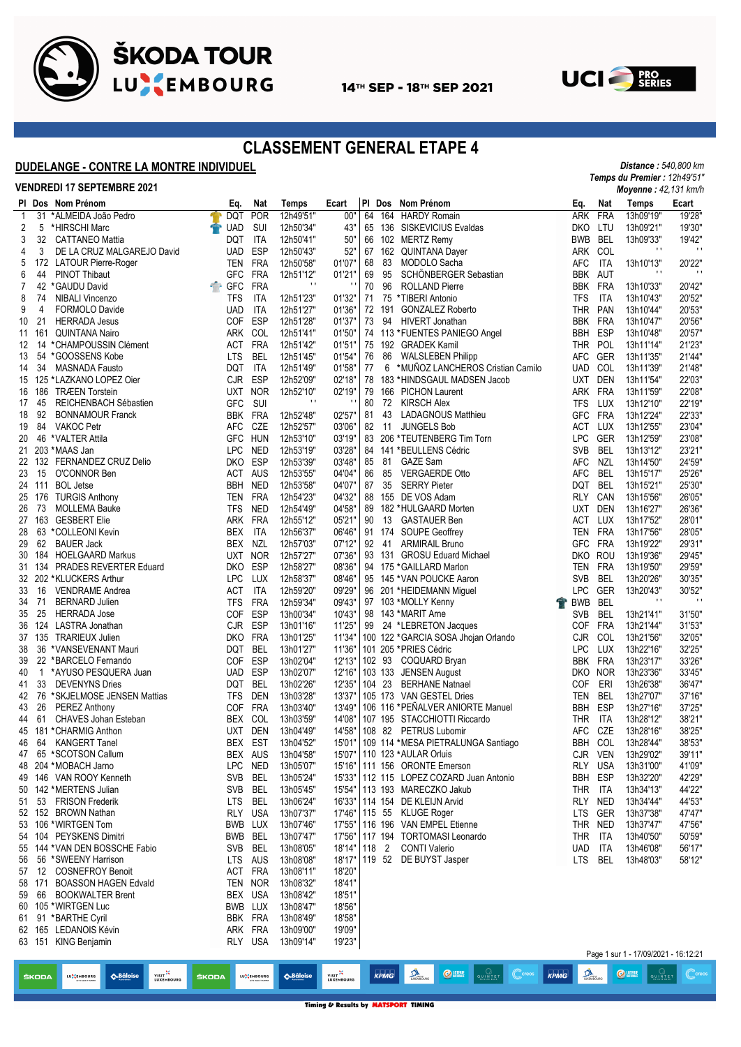# CLASSEMENT GENERAL ETAPE 4

**DUDELANGE - CONTRE LA MONTRE INDIVIDUEL**

*Distance : 540,800 km*
*Temps du Premier : 12h49'51"*
*Moyenne : 42,131 km/h*

**VENDREDI 17 SEPTEMBRE 2021**

| Pl | Dos | Nom Prénom | Eq. | Nat | Temps | Ecart |
|---|---|---|---|---|---|---|
| 1 | 31 | *ALMEIDA João Pedro | DQT | POR | 12h49'51" | 00" |
| 2 | 5 | *HIRSCHI Marc | UAD | SUI | 12h50'34" | 43" |
| 3 | 32 | CATTANEO Mattia | DQT | ITA | 12h50'41" | 50" |
| 4 | 3 | DE LA CRUZ MALGAREJO David | UAD | ESP | 12h50'43" | 52" |
| 5 | 172 | LATOUR Pierre-Roger | TEN | FRA | 12h50'58" | 01'07" |
| 6 | 44 | PINOT Thibaut | GFC | FRA | 12h51'12" | 01'21" |
| 7 | 42 | *GAUDU David | GFC | FRA | ' ' | ' ' |
| 8 | 74 | NIBALI Vincenzo | TFS | ITA | 12h51'23" | 01'32" |
| 9 | 4 | FORMOLO Davide | UAD | ITA | 12h51'27" | 01'36" |
| 10 | 21 | HERRADA Jesus | COF | ESP | 12h51'28" | 01'37" |
| 11 | 161 | QUINTANA Nairo | ARK | COL | 12h51'41" | 01'50" |
| 12 | 14 | *CHAMPOUSSIN Clément | ACT | FRA | 12h51'42" | 01'51" |
| 13 | 54 | *GOOSSENS Kobe | LTS | BEL | 12h51'45" | 01'54" |
| 14 | 34 | MASNADA Fausto | DQT | ITA | 12h51'49" | 01'58" |
| 15 | 125 | *LAZKANO LOPEZ Oier | CJR | ESP | 12h52'09" | 02'18" |
| 16 | 186 | TRÆEN Torstein | UXT | NOR | 12h52'10" | 02'19" |
| 17 | 45 | REICHENBACH Sébastien | GFC | SUI | ' ' | ' ' |
| 18 | 92 | BONNAMOUR Franck | BBK | FRA | 12h52'48" | 02'57" |
| 19 | 84 | VAKOC Petr | AFC | CZE | 12h52'57" | 03'06" |
| 20 | 46 | *VALTER Attila | GFC | HUN | 12h53'10" | 03'19" |
| 21 | 203 | *MAAS Jan | LPC | NED | 12h53'19" | 03'28" |
| 22 | 132 | FERNANDEZ CRUZ Delio | DKO | ESP | 12h53'39" | 03'48" |
| 23 | 15 | O'CONNOR Ben | ACT | AUS | 12h53'55" | 04'04" |
| 24 | 111 | BOL Jetse | BBH | NED | 12h53'58" | 04'07" |
| 25 | 176 | TURGIS Anthony | TEN | FRA | 12h54'23" | 04'32" |
| 26 | 73 | MOLLEMA Bauke | TFS | NED | 12h54'49" | 04'58" |
| 27 | 163 | GESBERT Elie | ARK | FRA | 12h55'12" | 05'21" |
| 28 | 63 | *COLLEONI Kevin | BEX | ITA | 12h56'37" | 06'46" |
| 29 | 62 | BAUER Jack | BEX | NZL | 12h57'03" | 07'12" |
| 30 | 184 | HOELGAARD Markus | UXT | NOR | 12h57'27" | 07'36" |
| 31 | 134 | PRADES REVERTER Eduard | DKO | ESP | 12h58'27" | 08'36" |
| 32 | 202 | *KLUCKERS Arthur | LPC | LUX | 12h58'37" | 08'46" |
| 33 | 16 | VENDRAME Andrea | ACT | ITA | 12h59'20" | 09'29" |
| 34 | 71 | BERNARD Julien | TFS | FRA | 12h59'34" | 09'43" |
| 35 | 25 | HERRADA Jose | COF | ESP | 13h00'34" | 10'43" |
| 36 | 124 | LASTRA Jonathan | CJR | ESP | 13h01'16" | 11'25" |
| 37 | 135 | TRARIEUX Julien | DKO | FRA | 13h01'25" | 11'34" |
| 38 | 36 | *VANSEVENANT Mauri | DQT | BEL | 13h01'27" | 11'36" |
| 39 | 22 | *BARCELO Fernando | COF | ESP | 13h02'04" | 12'13" |
| 40 | 1 | *AYUSO PESQUERA Juan | UAD | ESP | 13h02'07" | 12'16" |
| 41 | 33 | DEVENYNS Dries | DQT | BEL | 13h02'26" | 12'35" |
| 42 | 76 | *SKJELMOSE JENSEN Mattias | TFS | DEN | 13h03'28" | 13'37" |
| 43 | 26 | PEREZ Anthony | COF | FRA | 13h03'40" | 13'49" |
| 44 | 61 | CHAVES Johan Esteban | BEX | COL | 13h03'59" | 14'08" |
| 45 | 181 | *CHARMIG Anthon | UXT | DEN | 13h04'49" | 14'58" |
| 46 | 64 | KANGERT Tanel | BEX | EST | 13h04'52" | 15'01" |
| 47 | 65 | *SCOTSON Callum | BEX | AUS | 13h04'58" | 15'07" |
| 48 | 204 | *MOBACH Jarno | LPC | NED | 13h05'07" | 15'16" |
| 49 | 146 | VAN ROOY Kenneth | SVB | BEL | 13h05'24" | 15'33" |
| 50 | 142 | *MERTENS Julian | SVB | BEL | 13h05'45" | 15'54" |
| 51 | 53 | FRISON Frederik | LTS | BEL | 13h06'24" | 16'33" |
| 52 | 152 | BROWN Nathan | RLY | USA | 13h07'37" | 17'46" |
| 53 | 106 | *WIRTGEN Tom | BWB | LUX | 13h07'46" | 17'55" |
| 54 | 104 | PEYSKENS Dimitri | BWB | BEL | 13h07'47" | 17'56" |
| 55 | 144 | *VAN DEN BOSSCHE Fabio | SVB | BEL | 13h08'05" | 18'14" |
| 56 | 56 | *SWEENY Harrison | LTS | AUS | 13h08'08" | 18'17" |
| 57 | 12 | COSNEFROY Benoit | ACT | FRA | 13h08'11" | 18'20" |
| 58 | 171 | BOASSON HAGEN Edvald | TEN | NOR | 13h08'32" | 18'41" |
| 59 | 66 | BOOKWALTER Brent | BEX | USA | 13h08'42" | 18'51" |
| 60 | 105 | *WIRTGEN Luc | BWB | LUX | 13h08'47" | 18'56" |
| 61 | 91 | *BARTHE Cyril | BBK | FRA | 13h08'49" | 18'58" |
| 62 | 165 | LEDANOIS Kévin | ARK | FRA | 13h09'00" | 19'09" |
| 63 | 151 | KING Benjamin | RLY | USA | 13h09'14" | 19'23" |
| 64 | 164 | HARDY Romain | ARK | FRA | 13h09'19" | 19'28" |
| 65 | 136 | SISKEVICIUS Evaldas | DKO | LTU | 13h09'21" | 19'30" |
| 66 | 102 | MERTZ Remy | BWB | BEL | 13h09'33" | 19'42" |
| 67 | 162 | QUINTANA Dayer | ARK | COL | ' ' | ' ' |
| 68 | 83 | MODOLO Sacha | AFC | ITA | 13h10'13" | 20'22" |
| 69 | 95 | SCHÖNBERGER Sebastian | BBK | AUT | ' ' | ' ' |
| 70 | 96 | ROLLAND Pierre | BBK | FRA | 13h10'33" | 20'42" |
| 71 | 75 | *TIBERI Antonio | TFS | ITA | 13h10'43" | 20'52" |
| 72 | 191 | GONZALEZ Roberto | THR | PAN | 13h10'44" | 20'53" |
| 73 | 94 | HIVERT Jonathan | BBK | FRA | 13h10'47" | 20'56" |
| 74 | 113 | *FUENTES PANIEGO Angel | BBH | ESP | 13h10'48" | 20'57" |
| 75 | 192 | GRADEK Kamil | THR | POL | 13h11'14" | 21'23" |
| 76 | 86 | WALSLEBEN Philipp | AFC | GER | 13h11'35" | 21'44" |
| 77 | 6 | *MUÑOZ LANCHEROS Cristian Camilo | UAD | COL | 13h11'39" | 21'48" |
| 78 | 183 | *HINDSGAUL MADSEN Jacob | UXT | DEN | 13h11'54" | 22'03" |
| 79 | 166 | PICHON Laurent | ARK | FRA | 13h11'59" | 22'08" |
| 80 | 72 | KIRSCH Alex | TFS | LUX | 13h12'10" | 22'19" |
| 81 | 43 | LADAGNOUS Matthieu | GFC | FRA | 13h12'24" | 22'33" |
| 82 | 11 | JUNGELS Bob | ACT | LUX | 13h12'55" | 23'04" |
| 83 | 206 | *TEUTENBERG Tim Torn | LPC | GER | 13h12'59" | 23'08" |
| 84 | 141 | *BEULLENS Cédric | SVB | BEL | 13h13'12" | 23'21" |
| 85 | 81 | GAZE Sam | AFC | NZL | 13h14'50" | 24'59" |
| 86 | 85 | VERGAERDE Otto | AFC | BEL | 13h15'17" | 25'26" |
| 87 | 35 | SERRY Pieter | DQT | BEL | 13h15'21" | 25'30" |
| 88 | 155 | DE VOS Adam | RLY | CAN | 13h15'56" | 26'05" |
| 89 | 182 | *HULGAARD Morten | UXT | DEN | 13h16'27" | 26'36" |
| 90 | 13 | GASTAUER Ben | ACT | LUX | 13h17'52" | 28'01" |
| 91 | 174 | SOUPE Geoffrey | TEN | FRA | 13h17'56" | 28'05" |
| 92 | 41 | ARMIRAIL Bruno | GFC | FRA | 13h19'22" | 29'31" |
| 93 | 131 | GROSU Eduard Michael | DKO | ROU | 13h19'36" | 29'45" |
| 94 | 175 | *GAILLARD Marlon | TEN | FRA | 13h19'50" | 29'59" |
| 95 | 145 | *VAN POUCKE Aaron | SVB | BEL | 13h20'26" | 30'35" |
| 96 | 201 | *HEIDEMANN Miguel | LPC | GER | 13h20'43" | 30'52" |
| 97 | 103 | *MOLLY Kenny | BWB | BEL | ' ' | ' ' |
| 98 | 143 | *MARIT Arne | SVB | BEL | 13h21'41" | 31'50" |
| 99 | 24 | *LEBRETON Jacques | COF | FRA | 13h21'44" | 31'53" |
| 100 | 122 | *GARCIA SOSA Jhojan Orlando | CJR | COL | 13h21'56" | 32'05" |
| 101 | 205 | *PRIES Cédric | LPC | LUX | 13h22'16" | 32'25" |
| 102 | 93 | COQUARD Bryan | BBK | FRA | 13h23'17" | 33'26" |
| 103 | 133 | JENSEN August | DKO | NOR | 13h23'36" | 33'45" |
| 104 | 23 | BERHANE Natnael | COF | ERI | 13h26'38" | 36'47" |
| 105 | 173 | VAN GESTEL Dries | TEN | BEL | 13h27'07" | 37'16" |
| 106 | 116 | *SEPULVEDA ANIORTE Manuel | BBH | ESP | 13h27'16" | 37'25" |
| 107 | 195 | STACCHIOTTI Riccardo | THR | ITA | 13h28'12" | 38'21" |
| 108 | 82 | PETRUS Lubomir | AFC | CZE | 13h28'16" | 38'25" |
| 109 | 114 | *MESA PIETRALUNGA Santiago | BBH | COL | 13h28'44" | 38'53" |
| 110 | 123 | *AULAR Orluis | CJR | VEN | 13h29'02" | 39'11" |
| 111 | 156 | ORONTE Emerson | RLY | USA | 13h31'00" | 41'09" |
| 112 | 115 | LOPEZ COZARD Juan Antonio | BBH | ESP | 13h32'20" | 42'29" |
| 113 | 193 | MARECZKO Jakub | THR | ITA | 13h34'13" | 44'22" |
| 114 | 154 | DE KLEIJN Arvid | RLY | NED | 13h34'44" | 44'53" |
| 115 | 55 | KLUGE Roger | LTS | GER | 13h37'38" | 47'47" |
| 116 | 196 | VAN EMPEL Etienne | THR | NED | 13h37'47" | 47'56" |
| 117 | 194 | TORTOMASI Leonardo | THR | ITA | 13h40'50" | 50'59" |
| 118 | 2 | CONTI Valerio | UAD | ITA | 13h46'08" | 56'17" |
| 119 | 52 | DE BUYST Jasper | LTS | BEL | 13h48'03" | 58'12" |

Page 1 sur 1 - 17/09/2021 - 16:12:21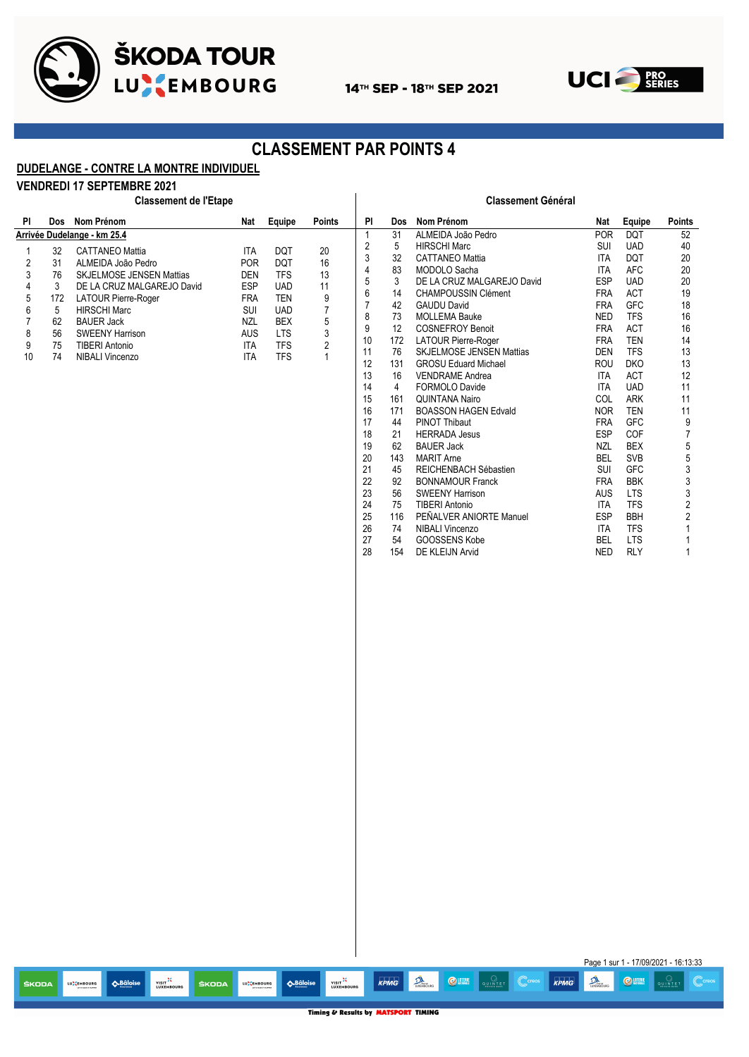ŠKODA TOUR LUXEMBOURG

14TH SEP - 18TH SEP 2021

# CLASSEMENT PAR POINTS 4

## DUDELANGE - CONTRE LA MONTRE INDIVIDUEL

### VENDREDI 17 SEPTEMBRE 2021

### Classement de l'Etape

**Arrivée Dudelange - km 25.4**

| Pl | Dos | Nom Prénom | Nat | Equipe | Points |
|---|---|---|---|---|---|
| 1 | 32 | CATTANEO Mattia | ITA | DQT | 20 |
| 2 | 31 | ALMEIDA João Pedro | POR | DQT | 16 |
| 3 | 76 | SKJELMOSE JENSEN Mattias | DEN | TFS | 13 |
| 4 | 3 | DE LA CRUZ MALGAREJO David | ESP | UAD | 11 |
| 5 | 172 | LATOUR Pierre-Roger | FRA | TEN | 9 |
| 6 | 5 | HIRSCHI Marc | SUI | UAD | 7 |
| 7 | 62 | BAUER Jack | NZL | BEX | 5 |
| 8 | 56 | SWEENY Harrison | AUS | LTS | 3 |
| 9 | 75 | TIBERI Antonio | ITA | TFS | 2 |
| 10 | 74 | NIBALI Vincenzo | ITA | TFS | 1 |

### Classement Général

| Pl | Dos | Nom Prénom | Nat | Equipe | Points |
|---|---|---|---|---|---|
| 1 | 31 | ALMEIDA João Pedro | POR | DQT | 52 |
| 2 | 5 | HIRSCHI Marc | SUI | UAD | 40 |
| 3 | 32 | CATTANEO Mattia | ITA | DQT | 20 |
| 4 | 83 | MODOLO Sacha | ITA | AFC | 20 |
| 5 | 3 | DE LA CRUZ MALGAREJO David | ESP | UAD | 20 |
| 6 | 14 | CHAMPOUSSIN Clément | FRA | ACT | 19 |
| 7 | 42 | GAUDU David | FRA | GFC | 18 |
| 8 | 73 | MOLLEMA Bauke | NED | TFS | 16 |
| 9 | 12 | COSNEFROY Benoit | FRA | ACT | 16 |
| 10 | 172 | LATOUR Pierre-Roger | FRA | TEN | 14 |
| 11 | 76 | SKJELMOSE JENSEN Mattias | DEN | TFS | 13 |
| 12 | 131 | GROSU Eduard Michael | ROU | DKO | 13 |
| 13 | 16 | VENDRAME Andrea | ITA | ACT | 12 |
| 14 | 4 | FORMOLO Davide | ITA | UAD | 11 |
| 15 | 161 | QUINTANA Nairo | COL | ARK | 11 |
| 16 | 171 | BOASSON HAGEN Edvald | NOR | TEN | 11 |
| 17 | 44 | PINOT Thibaut | FRA | GFC | 9 |
| 18 | 21 | HERRADA Jesus | ESP | COF | 7 |
| 19 | 62 | BAUER Jack | NZL | BEX | 5 |
| 20 | 143 | MARIT Arne | BEL | SVB | 5 |
| 21 | 45 | REICHENBACH Sébastien | SUI | GFC | 3 |
| 22 | 92 | BONNAMOUR Franck | FRA | BBK | 3 |
| 23 | 56 | SWEENY Harrison | AUS | LTS | 3 |
| 24 | 75 | TIBERI Antonio | ITA | TFS | 2 |
| 25 | 116 | PEÑALVER ANIORTE Manuel | ESP | BBH | 2 |
| 26 | 74 | NIBALI Vincenzo | ITA | TFS | 1 |
| 27 | 54 | GOOSSENS Kobe | BEL | LTS | 1 |
| 28 | 154 | DE KLEIJN Arvid | NED | RLY | 1 |

Page 1 sur 1 - 17/09/2021 - 16:13:33

Timing & Results by MATSPORT TIMING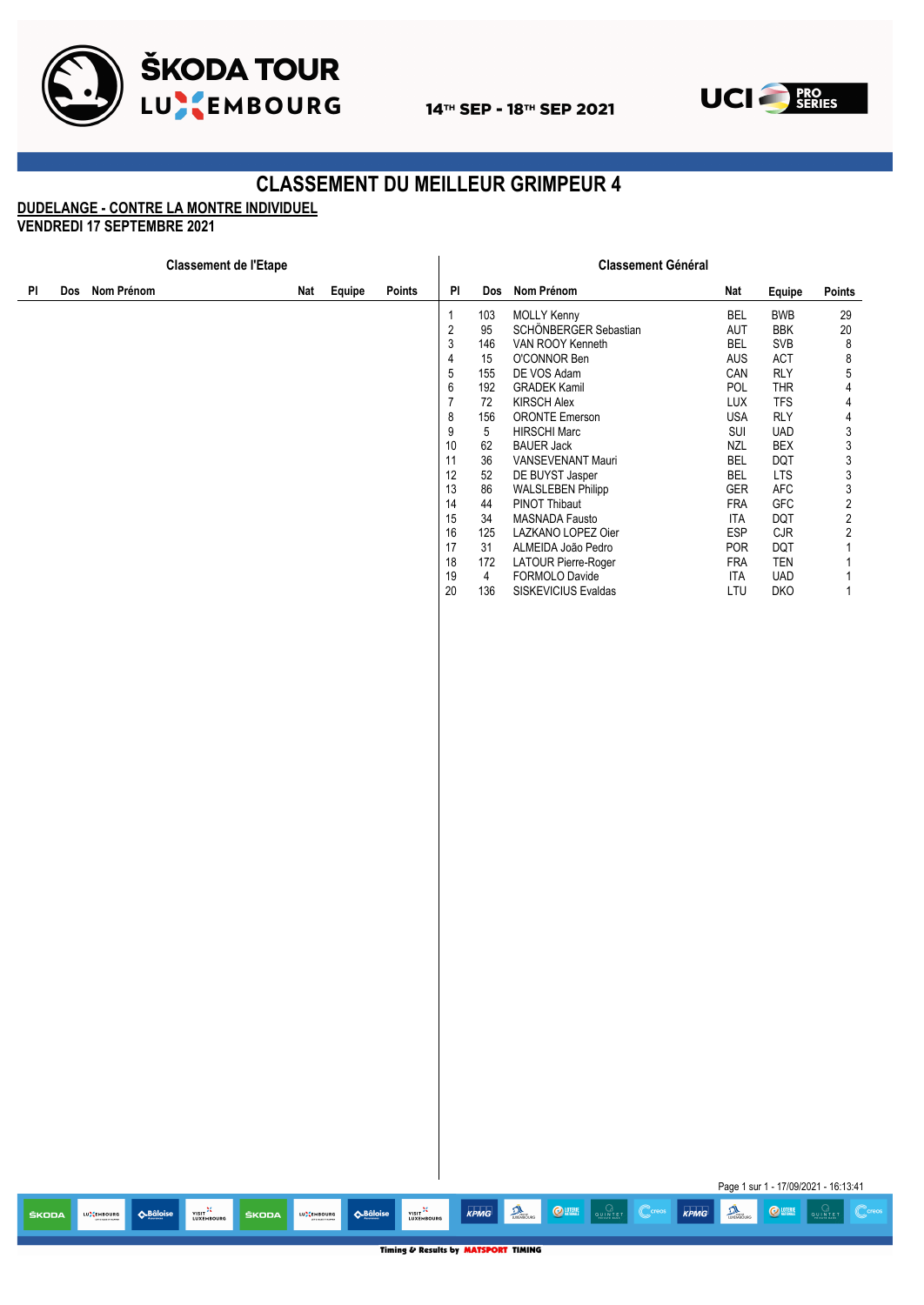ŠKODA TOUR LUXEMBOURG

14TH SEP - 18TH SEP 2021

# CLASSEMENT DU MEILLEUR GRIMPEUR 4

**DUDELANGE - CONTRE LA MONTRE INDIVIDUEL**

**VENDREDI 17 SEPTEMBRE 2021**

## Classement de l'Etape

| Pl | Dos | Nom Prénom | Nat | Equipe | Points |
|---|---|---|---|---|---|

## Classement Général

| Pl | Dos | Nom Prénom | Nat | Equipe | Points |
|---|---|---|---|---|---|
| 1 | 103 | MOLLY Kenny | BEL | BWB | 29 |
| 2 | 95 | SCHÖNBERGER Sebastian | AUT | BBK | 20 |
| 3 | 146 | VAN ROOY Kenneth | BEL | SVB | 8 |
| 4 | 15 | O'CONNOR Ben | AUS | ACT | 8 |
| 5 | 155 | DE VOS Adam | CAN | RLY | 5 |
| 6 | 192 | GRADEK Kamil | POL | THR | 4 |
| 7 | 72 | KIRSCH Alex | LUX | TFS | 4 |
| 8 | 156 | ORONTE Emerson | USA | RLY | 4 |
| 9 | 5 | HIRSCHI Marc | SUI | UAD | 3 |
| 10 | 62 | BAUER Jack | NZL | BEX | 3 |
| 11 | 36 | VANSEVENANT Mauri | BEL | DQT | 3 |
| 12 | 52 | DE BUYST Jasper | BEL | LTS | 3 |
| 13 | 86 | WALSLEBEN Philipp | GER | AFC | 3 |
| 14 | 44 | PINOT Thibaut | FRA | GFC | 2 |
| 15 | 34 | MASNADA Fausto | ITA | DQT | 2 |
| 16 | 125 | LAZKANO LOPEZ Oier | ESP | CJR | 2 |
| 17 | 31 | ALMEIDA João Pedro | POR | DQT | 1 |
| 18 | 172 | LATOUR Pierre-Roger | FRA | TEN | 1 |
| 19 | 4 | FORMOLO Davide | ITA | UAD | 1 |
| 20 | 136 | SISKEVICIUS Evaldas | LTU | DKO | 1 |

17/09/2021 - 16:13:41

Timing & Results by MATSPORT TIMING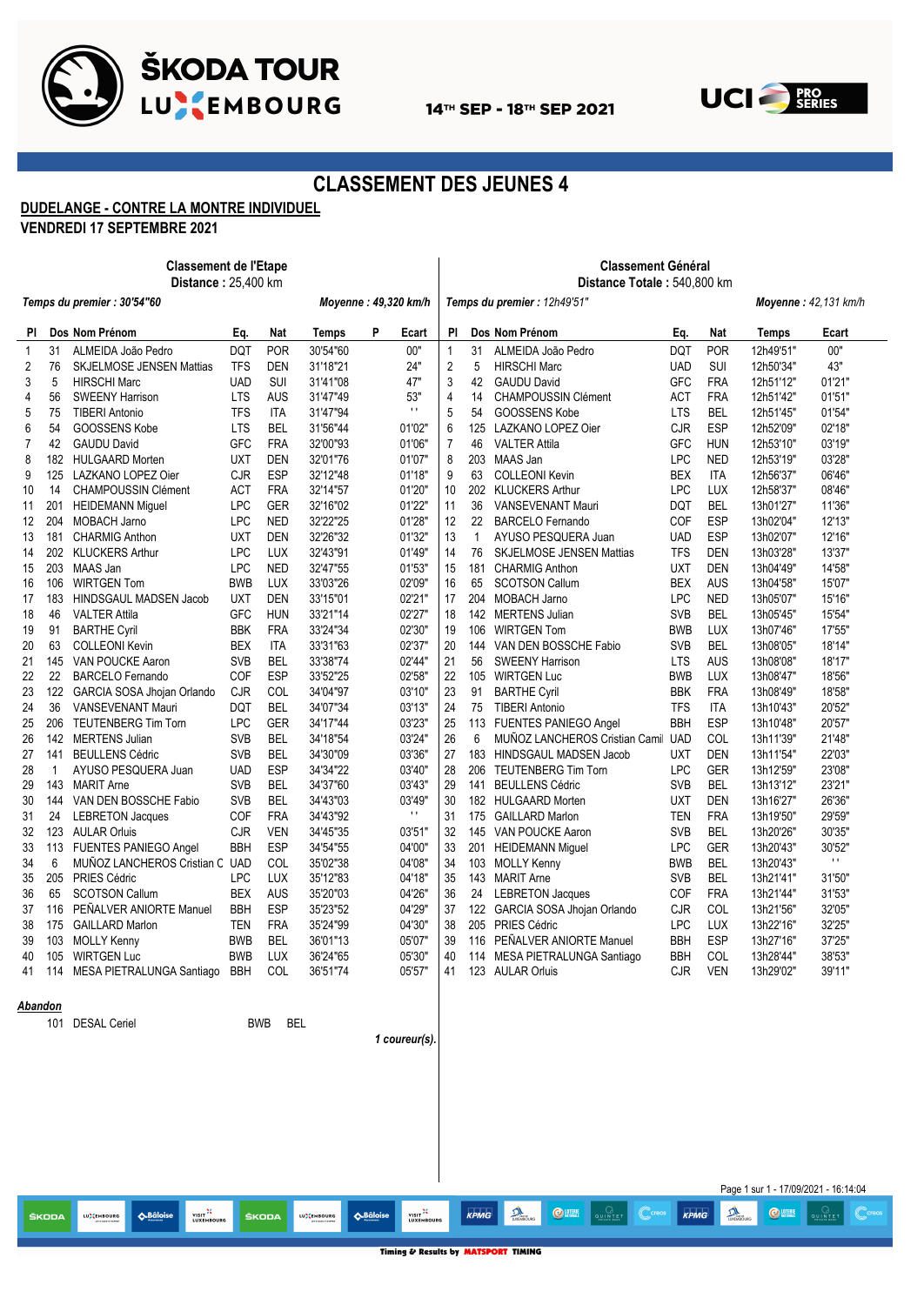ŠKODA TOUR LUXEMBOURG

14TH SEP - 18TH SEP 2021

# CLASSEMENT DES JEUNES 4

**DUDELANGE - CONTRE LA MONTRE INDIVIDUEL**

**VENDREDI 17 SEPTEMBRE 2021**

**Classement de l'Etape**
Distance : 25,400 km

*Temps du premier : 30'54"60* — *Moyenne : 49,320 km/h*

| Pl | Dos | Nom Prénom | Eq. | Nat | Temps | P | Ecart |
|---|---|---|---|---|---|---|---|
| 1 | 31 | ALMEIDA João Pedro | DQT | POR | 30'54"60 | | 00" |
| 2 | 76 | SKJELMOSE JENSEN Mattias | TFS | DEN | 31'18"21 | | 24" |
| 3 | 5 | HIRSCHI Marc | UAD | SUI | 31'41"08 | | 47" |
| 4 | 56 | SWEENY Harrison | LTS | AUS | 31'47"49 | | 53" |
| 5 | 75 | TIBERI Antonio | TFS | ITA | 31'47"94 | | ' ' |
| 6 | 54 | GOOSSENS Kobe | LTS | BEL | 31'56"44 | | 01'02" |
| 7 | 42 | GAUDU David | GFC | FRA | 32'00"93 | | 01'06" |
| 8 | 182 | HULGAARD Morten | UXT | DEN | 32'01"76 | | 01'07" |
| 9 | 125 | LAZKANO LOPEZ Oier | CJR | ESP | 32'12"48 | | 01'18" |
| 10 | 14 | CHAMPOUSSIN Clément | ACT | FRA | 32'14"57 | | 01'20" |
| 11 | 201 | HEIDEMANN Miguel | LPC | GER | 32'16"02 | | 01'22" |
| 12 | 204 | MOBACH Jarno | LPC | NED | 32'22"25 | | 01'28" |
| 13 | 181 | CHARMIG Anthon | UXT | DEN | 32'26"32 | | 01'32" |
| 14 | 202 | KLUCKERS Arthur | LPC | LUX | 32'43"91 | | 01'49" |
| 15 | 203 | MAAS Jan | LPC | NED | 32'47"55 | | 01'53" |
| 16 | 106 | WIRTGEN Tom | BWB | LUX | 33'03"26 | | 02'09" |
| 17 | 183 | HINDSGAUL MADSEN Jacob | UXT | DEN | 33'15"01 | | 02'21" |
| 18 | 46 | VALTER Attila | GFC | HUN | 33'21"14 | | 02'27" |
| 19 | 91 | BARTHE Cyril | BBK | FRA | 33'24"34 | | 02'30" |
| 20 | 63 | COLLEONI Kevin | BEX | ITA | 33'31"63 | | 02'37" |
| 21 | 145 | VAN POUCKE Aaron | SVB | BEL | 33'38"74 | | 02'44" |
| 22 | 22 | BARCELO Fernando | COF | ESP | 33'52"25 | | 02'58" |
| 23 | 122 | GARCIA SOSA Jhojan Orlando | CJR | COL | 34'04"97 | | 03'10" |
| 24 | 36 | VANSEVENANT Mauri | DQT | BEL | 34'07"34 | | 03'13" |
| 25 | 206 | TEUTENBERG Tim Torn | LPC | GER | 34'17"44 | | 03'23" |
| 26 | 142 | MERTENS Julian | SVB | BEL | 34'18"54 | | 03'24" |
| 27 | 141 | BEULLENS Cédric | SVB | BEL | 34'30"09 | | 03'36" |
| 28 | 1 | AYUSO PESQUERA Juan | UAD | ESP | 34'34"22 | | 03'40" |
| 29 | 143 | MARIT Arne | SVB | BEL | 34'37"60 | | 03'43" |
| 30 | 144 | VAN DEN BOSSCHE Fabio | SVB | BEL | 34'43"03 | | 03'49" |
| 31 | 24 | LEBRETON Jacques | COF | FRA | 34'43"92 | | ' ' |
| 32 | 123 | AULAR Orluis | CJR | VEN | 34'45"35 | | 03'51" |
| 33 | 113 | FUENTES PANIEGO Angel | BBH | ESP | 34'54"55 | | 04'00" |
| 34 | 6 | MUÑOZ LANCHEROS Cristian C | UAD | COL | 35'02"38 | | 04'08" |
| 35 | 205 | PRIES Cédric | LPC | LUX | 35'12"83 | | 04'18" |
| 36 | 65 | SCOTSON Callum | BEX | AUS | 35'20"03 | | 04'26" |
| 37 | 116 | PEÑALVER ANIORTE Manuel | BBH | ESP | 35'23"52 | | 04'29" |
| 38 | 175 | GAILLARD Marlon | TEN | FRA | 35'24"99 | | 04'30" |
| 39 | 103 | MOLLY Kenny | BWB | BEL | 36'01"13 | | 05'07" |
| 40 | 105 | WIRTGEN Luc | BWB | LUX | 36'24"65 | | 05'30" |
| 41 | 114 | MESA PIETRALUNGA Santiago | BBH | COL | 36'51"74 | | 05'57" |

***Abandon***

| Dos | Nom Prénom | Eq. | Nat |
|---|---|---|---|
| 101 | DESAL Ceriel | BWB | BEL |

*1 coureur(s).*

**Classement Général**
Distance Totale : 540,800 km

*Temps du premier : 12h49'51"* — *Moyenne : 42,131 km/h*

| Pl | Dos | Nom Prénom | Eq. | Nat | Temps | Ecart |
|---|---|---|---|---|---|---|
| 1 | 31 | ALMEIDA João Pedro | DQT | POR | 12h49'51" | 00" |
| 2 | 5 | HIRSCHI Marc | UAD | SUI | 12h50'34" | 43" |
| 3 | 42 | GAUDU David | GFC | FRA | 12h51'12" | 01'21" |
| 4 | 14 | CHAMPOUSSIN Clément | ACT | FRA | 12h51'42" | 01'51" |
| 5 | 54 | GOOSSENS Kobe | LTS | BEL | 12h51'45" | 01'54" |
| 6 | 125 | LAZKANO LOPEZ Oier | CJR | ESP | 12h52'09" | 02'18" |
| 7 | 46 | VALTER Attila | GFC | HUN | 12h53'10" | 03'19" |
| 8 | 203 | MAAS Jan | LPC | NED | 12h53'19" | 03'28" |
| 9 | 63 | COLLEONI Kevin | BEX | ITA | 12h56'37" | 06'46" |
| 10 | 202 | KLUCKERS Arthur | LPC | LUX | 12h58'37" | 08'46" |
| 11 | 36 | VANSEVENANT Mauri | DQT | BEL | 13h01'27" | 11'36" |
| 12 | 22 | BARCELO Fernando | COF | ESP | 13h02'04" | 12'13" |
| 13 | 1 | AYUSO PESQUERA Juan | UAD | ESP | 13h02'07" | 12'16" |
| 14 | 76 | SKJELMOSE JENSEN Mattias | TFS | DEN | 13h03'28" | 13'37" |
| 15 | 181 | CHARMIG Anthon | UXT | DEN | 13h04'49" | 14'58" |
| 16 | 65 | SCOTSON Callum | BEX | AUS | 13h04'58" | 15'07" |
| 17 | 204 | MOBACH Jarno | LPC | NED | 13h05'07" | 15'16" |
| 18 | 142 | MERTENS Julian | SVB | BEL | 13h05'45" | 15'54" |
| 19 | 106 | WIRTGEN Tom | BWB | LUX | 13h07'46" | 17'55" |
| 20 | 144 | VAN DEN BOSSCHE Fabio | SVB | BEL | 13h08'05" | 18'14" |
| 21 | 56 | SWEENY Harrison | LTS | AUS | 13h08'08" | 18'17" |
| 22 | 105 | WIRTGEN Luc | BWB | LUX | 13h08'47" | 18'56" |
| 23 | 91 | BARTHE Cyril | BBK | FRA | 13h08'49" | 18'58" |
| 24 | 75 | TIBERI Antonio | TFS | ITA | 13h10'43" | 20'52" |
| 25 | 113 | FUENTES PANIEGO Angel | BBH | ESP | 13h10'48" | 20'57" |
| 26 | 6 | MUÑOZ LANCHEROS Cristian Camil | UAD | COL | 13h11'39" | 21'48" |
| 27 | 183 | HINDSGAUL MADSEN Jacob | UXT | DEN | 13h11'54" | 22'03" |
| 28 | 206 | TEUTENBERG Tim Torn | LPC | GER | 13h12'59" | 23'08" |
| 29 | 141 | BEULLENS Cédric | SVB | BEL | 13h13'12" | 23'21" |
| 30 | 182 | HULGAARD Morten | UXT | DEN | 13h16'27" | 26'36" |
| 31 | 175 | GAILLARD Marlon | TEN | FRA | 13h19'50" | 29'59" |
| 32 | 145 | VAN POUCKE Aaron | SVB | BEL | 13h20'26" | 30'35" |
| 33 | 201 | HEIDEMANN Miguel | LPC | GER | 13h20'43" | 30'52" |
| 34 | 103 | MOLLY Kenny | BWB | BEL | 13h20'43" | ' ' |
| 35 | 143 | MARIT Arne | SVB | BEL | 13h21'41" | 31'50" |
| 36 | 24 | LEBRETON Jacques | COF | FRA | 13h21'44" | 31'53" |
| 37 | 122 | GARCIA SOSA Jhojan Orlando | CJR | COL | 13h21'56" | 32'05" |
| 38 | 205 | PRIES Cédric | LPC | LUX | 13h22'16" | 32'25" |
| 39 | 116 | PEÑALVER ANIORTE Manuel | BBH | ESP | 13h27'16" | 37'25" |
| 40 | 114 | MESA PIETRALUNGA Santiago | BBH | COL | 13h28'44" | 38'53" |
| 41 | 123 | AULAR Orluis | CJR | VEN | 13h29'02" | 39'11" |

Page 1 sur 1 - 17/09/2021 - 16:14:04

Timing & Results by MATSPORT TIMING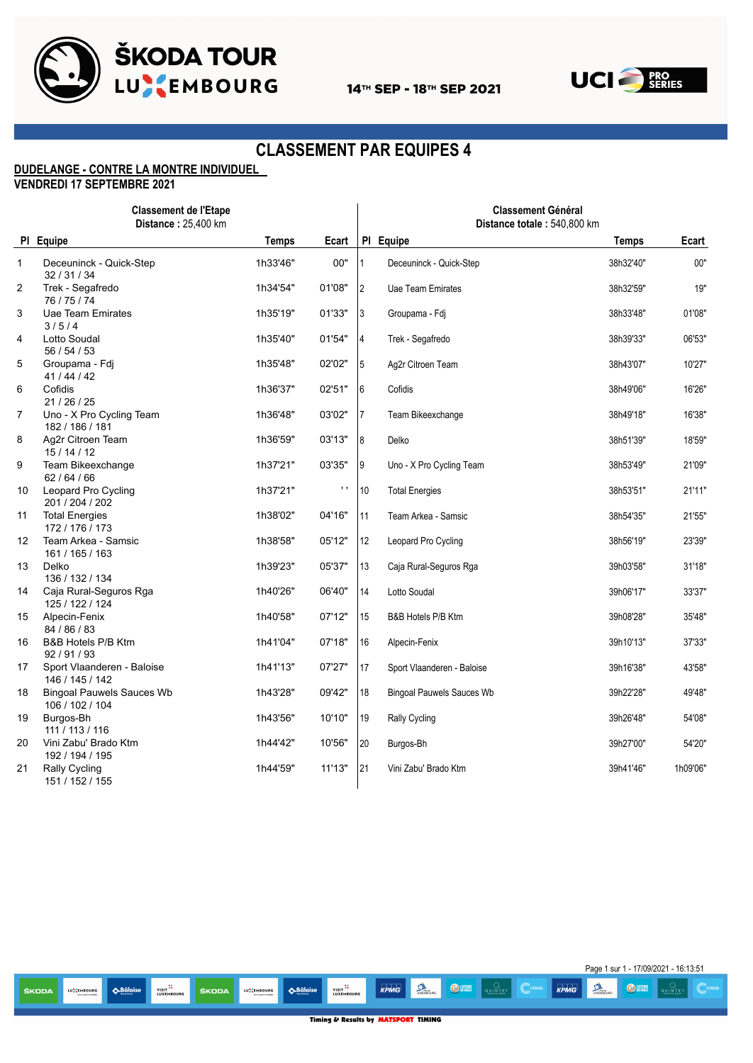ŠKODA TOUR LUXEMBOURG

14TH SEP - 18TH SEP 2021

# CLASSEMENT PAR EQUIPES 4

**DUDELANGE - CONTRE LA MONTRE INDIVIDUEL**

**VENDREDI 17 SEPTEMBRE 2021**

## Classement de l'Etape

**Distance :** 25,400 km

| Pl | Equipe | Temps | Ecart |
|---|---|---|---|
| 1 | Deceuninck - Quick-Step<br>32 / 31 / 34 | 1h33'46" | 00" |
| 2 | Trek - Segafredo<br>76 / 75 / 74 | 1h34'54" | 01'08" |
| 3 | Uae Team Emirates<br>3 / 5 / 4 | 1h35'19" | 01'33" |
| 4 | Lotto Soudal<br>56 / 54 / 53 | 1h35'40" | 01'54" |
| 5 | Groupama - Fdj<br>41 / 44 / 42 | 1h35'48" | 02'02" |
| 6 | Cofidis<br>21 / 26 / 25 | 1h36'37" | 02'51" |
| 7 | Uno - X Pro Cycling Team<br>182 / 186 / 181 | 1h36'48" | 03'02" |
| 8 | Ag2r Citroen Team<br>15 / 14 / 12 | 1h36'59" | 03'13" |
| 9 | Team Bikeexchange<br>62 / 64 / 66 | 1h37'21" | 03'35" |
| 10 | Leopard Pro Cycling<br>201 / 204 / 202 | 1h37'21" | ' ' |
| 11 | Total Energies<br>172 / 176 / 173 | 1h38'02" | 04'16" |
| 12 | Team Arkea - Samsic<br>161 / 165 / 163 | 1h38'58" | 05'12" |
| 13 | Delko<br>136 / 132 / 134 | 1h39'23" | 05'37" |
| 14 | Caja Rural-Seguros Rga<br>125 / 122 / 124 | 1h40'26" | 06'40" |
| 15 | Alpecin-Fenix<br>84 / 86 / 83 | 1h40'58" | 07'12" |
| 16 | B&B Hotels P/B Ktm<br>92 / 91 / 93 | 1h41'04" | 07'18" |
| 17 | Sport Vlaanderen - Baloise<br>146 / 145 / 142 | 1h41'13" | 07'27" |
| 18 | Bingoal Pauwels Sauces Wb<br>106 / 102 / 104 | 1h43'28" | 09'42" |
| 19 | Burgos-Bh<br>111 / 113 / 116 | 1h43'56" | 10'10" |
| 20 | Vini Zabu' Brado Ktm<br>192 / 194 / 195 | 1h44'42" | 10'56" |
| 21 | Rally Cycling<br>151 / 152 / 155 | 1h44'59" | 11'13" |

## Classement Général

**Distance totale :** 540,800 km

| Pl | Equipe | Temps | Ecart |
|---|---|---|---|
| 1 | Deceuninck - Quick-Step | 38h32'40" | 00" |
| 2 | Uae Team Emirates | 38h32'59" | 19" |
| 3 | Groupama - Fdj | 38h33'48" | 01'08" |
| 4 | Trek - Segafredo | 38h39'33" | 06'53" |
| 5 | Ag2r Citroen Team | 38h43'07" | 10'27" |
| 6 | Cofidis | 38h49'06" | 16'26" |
| 7 | Team Bikeexchange | 38h49'18" | 16'38" |
| 8 | Delko | 38h51'39" | 18'59" |
| 9 | Uno - X Pro Cycling Team | 38h53'49" | 21'09" |
| 10 | Total Energies | 38h53'51" | 21'11" |
| 11 | Team Arkea - Samsic | 38h54'35" | 21'55" |
| 12 | Leopard Pro Cycling | 38h56'19" | 23'39" |
| 13 | Caja Rural-Seguros Rga | 39h03'58" | 31'18" |
| 14 | Lotto Soudal | 39h06'17" | 33'37" |
| 15 | B&B Hotels P/B Ktm | 39h08'28" | 35'48" |
| 16 | Alpecin-Fenix | 39h10'13" | 37'33" |
| 17 | Sport Vlaanderen - Baloise | 39h16'38" | 43'58" |
| 18 | Bingoal Pauwels Sauces Wb | 39h22'28" | 49'48" |
| 19 | Rally Cycling | 39h26'48" | 54'08" |
| 20 | Burgos-Bh | 39h27'00" | 54'20" |
| 21 | Vini Zabu' Brado Ktm | 39h41'46" | 1h09'06" |

Page 1 sur 1 - 17/09/2021 - 16:13:51

Timing & Results by MATSPORT TIMING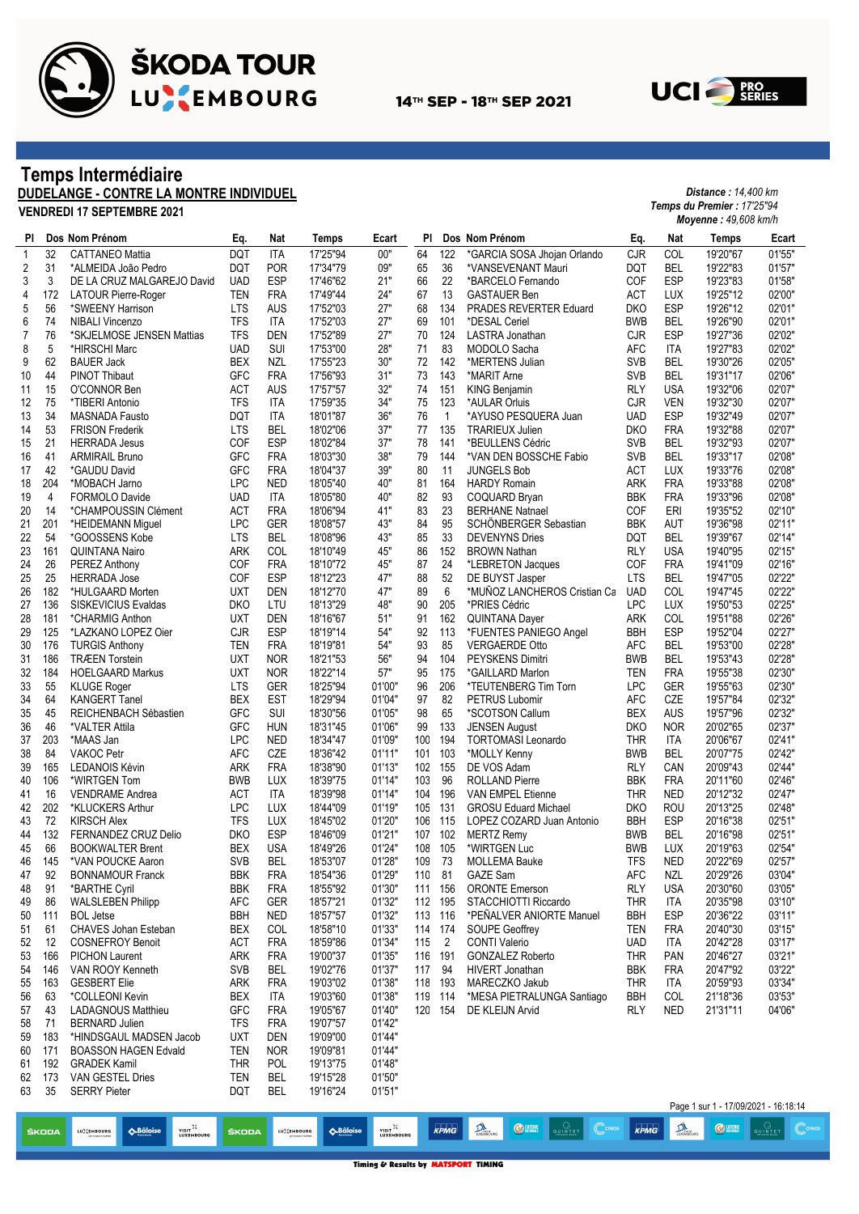ŠKODA TOUR LUXEMBOURG

14TH SEP - 18TH SEP 2021

UCI PRO SERIES

# Temps Intermédiaire

## DUDELANGE - CONTRE LA MONTRE INDIVIDUEL

**VENDREDI 17 SEPTEMBRE 2021**

*Distance : 14,400 km*
*Temps du Premier : 17'25"94*
*Moyenne : 49,608 km/h*

| Pl | Dos | Nom Prénom | Eq. | Nat | Temps | Ecart |
|---|---|---|---|---|---|---|
| 1 | 32 | CATTANEO Mattia | DQT | ITA | 17'25"94 | 00" |
| 2 | 31 | *ALMEIDA João Pedro | DQT | POR | 17'34"79 | 09" |
| 3 | 3 | DE LA CRUZ MALGAREJO David | UAD | ESP | 17'46"62 | 21" |
| 4 | 172 | LATOUR Pierre-Roger | TEN | FRA | 17'49"44 | 24" |
| 5 | 56 | *SWEENY Harrison | LTS | AUS | 17'52"03 | 27" |
| 6 | 74 | NIBALI Vincenzo | TFS | ITA | 17'52"03 | 27" |
| 7 | 76 | *SKJELMOSE JENSEN Mattias | TFS | DEN | 17'52"89 | 27" |
| 8 | 5 | *HIRSCHI Marc | UAD | SUI | 17'53"00 | 28" |
| 9 | 62 | BAUER Jack | BEX | NZL | 17'55"23 | 30" |
| 10 | 44 | PINOT Thibaut | GFC | FRA | 17'56"93 | 31" |
| 11 | 15 | O'CONNOR Ben | ACT | AUS | 17'57"57 | 32" |
| 12 | 75 | *TIBERI Antonio | TFS | ITA | 17'59"35 | 34" |
| 13 | 34 | MASNADA Fausto | DQT | ITA | 18'01"87 | 36" |
| 14 | 53 | FRISON Frederik | LTS | BEL | 18'02"06 | 37" |
| 15 | 21 | HERRADA Jesus | COF | ESP | 18'02"84 | 37" |
| 16 | 41 | ARMIRAIL Bruno | GFC | FRA | 18'03"30 | 38" |
| 17 | 42 | *GAUDU David | GFC | FRA | 18'04"37 | 39" |
| 18 | 204 | *MOBACH Jarno | LPC | NED | 18'05"40 | 40" |
| 19 | 4 | FORMOLO Davide | UAD | ITA | 18'05"80 | 40" |
| 20 | 14 | *CHAMPOUSSIN Clément | ACT | FRA | 18'06"94 | 41" |
| 21 | 201 | *HEIDEMANN Miguel | LPC | GER | 18'08"57 | 43" |
| 22 | 54 | *GOOSSENS Kobe | LTS | BEL | 18'08"96 | 43" |
| 23 | 161 | QUINTANA Nairo | ARK | COL | 18'10"49 | 45" |
| 24 | 26 | PEREZ Anthony | COF | FRA | 18'10"72 | 45" |
| 25 | 25 | HERRADA Jose | COF | ESP | 18'12"23 | 47" |
| 26 | 182 | *HULGAARD Morten | UXT | DEN | 18'12"70 | 47" |
| 27 | 136 | SISKEVICIUS Evaldas | DKO | LTU | 18'13"29 | 48" |
| 28 | 181 | *CHARMIG Anthon | UXT | DEN | 18'16"67 | 51" |
| 29 | 125 | *LAZKANO LOPEZ Oier | CJR | ESP | 18'19"14 | 54" |
| 30 | 176 | TURGIS Anthony | TEN | FRA | 18'19"81 | 54" |
| 31 | 186 | TRÆEN Torstein | UXT | NOR | 18'21"53 | 56" |
| 32 | 184 | HOELGAARD Markus | UXT | NOR | 18'22"14 | 57" |
| 33 | 55 | KLUGE Roger | LTS | GER | 18'25"94 | 01'00" |
| 34 | 64 | KANGERT Tanel | BEX | EST | 18'29"94 | 01'04" |
| 35 | 45 | REICHENBACH Sébastien | GFC | SUI | 18'30"56 | 01'05" |
| 36 | 46 | *VALTER Attila | GFC | HUN | 18'31"45 | 01'06" |
| 37 | 203 | *MAAS Jan | LPC | NED | 18'34"47 | 01'09" |
| 38 | 84 | VAKOC Petr | AFC | CZE | 18'36"42 | 01'11" |
| 39 | 165 | LEDANOIS Kévin | ARK | FRA | 18'38"90 | 01'13" |
| 40 | 106 | *WIRTGEN Tom | BWB | LUX | 18'39"75 | 01'14" |
| 41 | 16 | VENDRAME Andrea | ACT | ITA | 18'39"98 | 01'14" |
| 42 | 202 | *KLUCKERS Arthur | LPC | LUX | 18'44"09 | 01'19" |
| 43 | 72 | KIRSCH Alex | TFS | LUX | 18'45"02 | 01'20" |
| 44 | 132 | FERNANDEZ CRUZ Delio | DKO | ESP | 18'46"09 | 01'21" |
| 45 | 66 | BOOKWALTER Brent | BEX | USA | 18'49"26 | 01'24" |
| 46 | 145 | *VAN POUCKE Aaron | SVB | BEL | 18'53"07 | 01'28" |
| 47 | 92 | BONNAMOUR Franck | BBK | FRA | 18'54"36 | 01'29" |
| 48 | 91 | *BARTHE Cyril | BBK | FRA | 18'55"92 | 01'30" |
| 49 | 86 | WALSLEBEN Philipp | AFC | GER | 18'57"21 | 01'32" |
| 50 | 111 | BOL Jetse | BBH | NED | 18'57"57 | 01'32" |
| 51 | 61 | CHAVES Johan Esteban | BEX | COL | 18'58"10 | 01'33" |
| 52 | 12 | COSNEFROY Benoit | ACT | FRA | 18'59"86 | 01'34" |
| 53 | 166 | PICHON Laurent | ARK | FRA | 19'00"37 | 01'35" |
| 54 | 146 | VAN ROOY Kenneth | SVB | BEL | 19'02"76 | 01'37" |
| 55 | 163 | GESBERT Elie | ARK | FRA | 19'03"02 | 01'38" |
| 56 | 63 | *COLLEONI Kevin | BEX | ITA | 19'03"60 | 01'38" |
| 57 | 43 | LADAGNOUS Matthieu | GFC | FRA | 19'05"67 | 01'40" |
| 58 | 71 | BERNARD Julien | TFS | FRA | 19'07"57 | 01'42" |
| 59 | 183 | *HINDSGAUL MADSEN Jacob | UXT | DEN | 19'09"00 | 01'44" |
| 60 | 171 | BOASSON HAGEN Edvald | TEN | NOR | 19'09"81 | 01'44" |
| 61 | 192 | GRADEK Kamil | THR | POL | 19'13"75 | 01'48" |
| 62 | 173 | VAN GESTEL Dries | TEN | BEL | 19'15"28 | 01'50" |
| 63 | 35 | SERRY Pieter | DQT | BEL | 19'16"24 | 01'51" |
| 64 | 122 | *GARCIA SOSA Jhojan Orlando | CJR | COL | 19'20"67 | 01'55" |
| 65 | 36 | *VANSEVENANT Mauri | DQT | BEL | 19'22"83 | 01'57" |
| 66 | 22 | *BARCELO Fernando | COF | ESP | 19'23"83 | 01'58" |
| 67 | 13 | GASTAUER Ben | ACT | LUX | 19'25"12 | 02'00" |
| 68 | 134 | PRADES REVERTER Eduard | DKO | ESP | 19'26"12 | 02'01" |
| 69 | 101 | *DESAL Ceriel | BWB | BEL | 19'26"90 | 02'01" |
| 70 | 124 | LASTRA Jonathan | CJR | ESP | 19'27"36 | 02'02" |
| 71 | 83 | MODOLO Sacha | AFC | ITA | 19'27"83 | 02'02" |
| 72 | 142 | *MERTENS Julian | SVB | BEL | 19'30"26 | 02'05" |
| 73 | 143 | *MARIT Arne | SVB | BEL | 19'31"17 | 02'06" |
| 74 | 151 | KING Benjamin | RLY | USA | 19'32"06 | 02'07" |
| 75 | 123 | *AULAR Orluis | CJR | VEN | 19'32"30 | 02'07" |
| 76 | 1 | *AYUSO PESQUERA Juan | UAD | ESP | 19'32"49 | 02'07" |
| 77 | 135 | TRARIEUX Julien | DKO | FRA | 19'32"88 | 02'07" |
| 78 | 141 | *BEULLENS Cédric | SVB | BEL | 19'32"93 | 02'07" |
| 79 | 144 | *VAN DEN BOSSCHE Fabio | SVB | BEL | 19'33"17 | 02'08" |
| 80 | 11 | JUNGELS Bob | ACT | LUX | 19'33"76 | 02'08" |
| 81 | 164 | HARDY Romain | ARK | FRA | 19'33"88 | 02'08" |
| 82 | 93 | COQUARD Bryan | BBK | FRA | 19'33"96 | 02'08" |
| 83 | 23 | BERHANE Natnael | COF | ERI | 19'35"52 | 02'10" |
| 84 | 95 | SCHÖNBERGER Sebastian | BBK | AUT | 19'36"98 | 02'11" |
| 85 | 33 | DEVENYNS Dries | DQT | BEL | 19'39"67 | 02'14" |
| 86 | 152 | BROWN Nathan | RLY | USA | 19'40"95 | 02'15" |
| 87 | 24 | *LEBRETON Jacques | COF | FRA | 19'41"09 | 02'16" |
| 88 | 52 | DE BUYST Jasper | LTS | BEL | 19'47"05 | 02'22" |
| 89 | 6 | *MUÑOZ LANCHEROS Cristian Ca | UAD | COL | 19'47"45 | 02'22" |
| 90 | 205 | *PRIES Cédric | LPC | LUX | 19'50"53 | 02'25" |
| 91 | 162 | QUINTANA Dayer | ARK | COL | 19'51"88 | 02'26" |
| 92 | 113 | *FUENTES PANIEGO Angel | BBH | ESP | 19'52"04 | 02'27" |
| 93 | 85 | VERGAERDE Otto | AFC | BEL | 19'53"00 | 02'28" |
| 94 | 104 | PEYSKENS Dimitri | BWB | BEL | 19'53"43 | 02'28" |
| 95 | 175 | *GAILLARD Marlon | TEN | FRA | 19'55"38 | 02'30" |
| 96 | 206 | *TEUTENBERG Tim Torn | LPC | GER | 19'55"63 | 02'30" |
| 97 | 82 | PETRUS Lubomir | AFC | CZE | 19'57"84 | 02'32" |
| 98 | 65 | *SCOTSON Callum | BEX | AUS | 19'57"96 | 02'32" |
| 99 | 133 | JENSEN August | DKO | NOR | 20'02"65 | 02'37" |
| 100 | 194 | TORTOMASI Leonardo | THR | ITA | 20'06"67 | 02'41" |
| 101 | 103 | *MOLLY Kenny | BWB | BEL | 20'07"75 | 02'42" |
| 102 | 155 | DE VOS Adam | RLY | CAN | 20'09"43 | 02'44" |
| 103 | 96 | ROLLAND Pierre | BBK | FRA | 20'11"60 | 02'46" |
| 104 | 196 | VAN EMPEL Etienne | THR | NED | 20'12"32 | 02'47" |
| 105 | 131 | GROSU Eduard Michael | DKO | ROU | 20'13"25 | 02'48" |
| 106 | 115 | LOPEZ COZARD Juan Antonio | BBH | ESP | 20'16"38 | 02'51" |
| 107 | 102 | MERTZ Remy | BWB | BEL | 20'16"98 | 02'51" |
| 108 | 105 | *WIRTGEN Luc | BWB | LUX | 20'19"63 | 02'54" |
| 109 | 73 | MOLLEMA Bauke | TFS | NED | 20'22"69 | 02'57" |
| 110 | 81 | GAZE Sam | AFC | NZL | 20'29"26 | 03'04" |
| 111 | 153 | ORONTE Emerson | RLY | USA | 20'30"60 | 03'05" |
| 112 | 195 | STACCHIOTTI Riccardo | THR | ITA | 20'35"98 | 03'10" |
| 113 | 116 | *PEÑALVER ANIORTE Manuel | BBH | ESP | 20'36"22 | 03'11" |
| 114 | 174 | SOUPE Geoffrey | TEN | FRA | 20'40"30 | 03'15" |
| 115 | 2 | CONTI Valerio | UAD | ITA | 20'42"28 | 03'17" |
| 116 | 191 | GONZALEZ Roberto | THR | PAN | 20'46"27 | 03'21" |
| 117 | 94 | HIVERT Jonathan | BBK | FRA | 20'47"92 | 03'22" |
| 118 | 193 | MARECZKO Jakub | THR | ITA | 20'59"93 | 03'34" |
| 119 | 114 | *MESA PERALUNGA Santiago | BBH | COL | 21'18"36 | 03'53" |
| 120 | 154 | DE KLEIJN Arvid | RLY | NED | 21'31"11 | 04'06" |

17/09/2021 - 16:18:14

Timing & Results by MATSPORT TIMING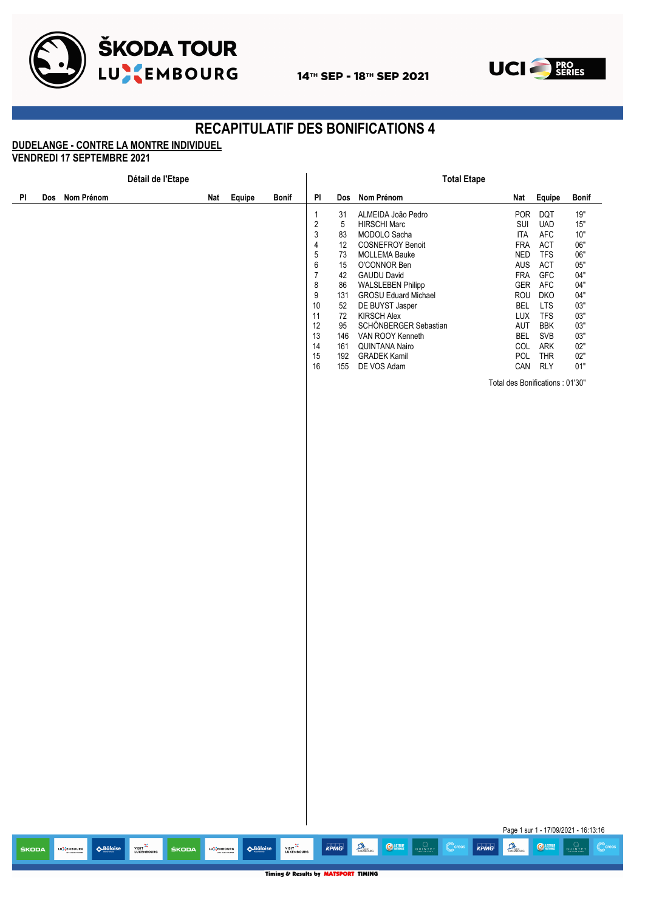ŠKODA TOUR LUXEMBOURG

14TH SEP - 18TH SEP 2021

UCI PRO SERIES

# RECAPITULATIF DES BONIFICATIONS 4

**DUDELANGE - CONTRE LA MONTRE INDIVIDUEL**

**VENDREDI 17 SEPTEMBRE 2021**

## Détail de l'Etape

| Pl | Dos | Nom Prénom | Nat | Equipe | Bonif |
|---|---|---|---|---|---|

## Total Etape

| Pl | Dos | Nom Prénom | Nat | Equipe | Bonif |
|---|---|---|---|---|---|
| 1 | 31 | ALMEIDA João Pedro | POR | DQT | 19" |
| 2 | 5 | HIRSCHI Marc | SUI | UAD | 15" |
| 3 | 83 | MODOLO Sacha | ITA | AFC | 10" |
| 4 | 12 | COSNEFROY Benoit | FRA | ACT | 06" |
| 5 | 73 | MOLLEMA Bauke | NED | TFS | 06" |
| 6 | 15 | O'CONNOR Ben | AUS | ACT | 05" |
| 7 | 42 | GAUDU David | FRA | GFC | 04" |
| 8 | 86 | WALSLEBEN Philipp | GER | AFC | 04" |
| 9 | 131 | GROSU Eduard Michael | ROU | DKO | 04" |
| 10 | 52 | DE BUYST Jasper | BEL | LTS | 03" |
| 11 | 72 | KIRSCH Alex | LUX | TFS | 03" |
| 12 | 95 | SCHÖNBERGER Sebastian | AUT | BBK | 03" |
| 13 | 146 | VAN ROOY Kenneth | BEL | SVB | 03" |
| 14 | 161 | QUINTANA Nairo | COL | ARK | 02" |
| 15 | 192 | GRADEK Kamil | POL | THR | 02" |
| 16 | 155 | DE VOS Adam | CAN | RLY | 01" |

Total des Bonifications : 01'30"

Page 1 sur 1 - 17/09/2021 - 16:13:16

Timing & Results by MATSPORT TIMING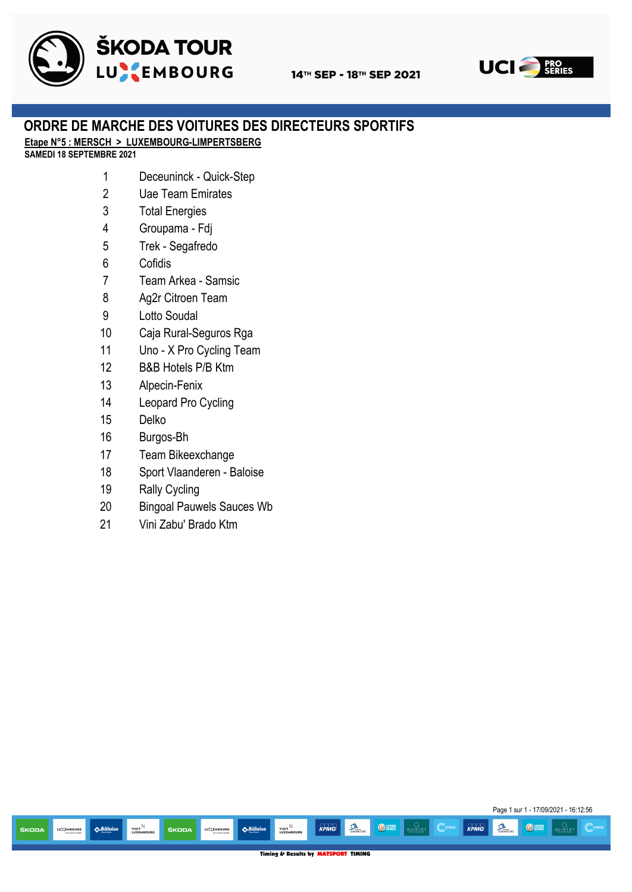# ORDRE DE MARCHE DES VOITURES DES DIRECTEURS SPORTIFS

**Etape N°5 : MERSCH > LUXEMBOURG-LIMPERTSBERG**

**SAMEDI 18 SEPTEMBRE 2021**

| | |
|---|---|
| 1 | Deceuninck - Quick-Step |
| 2 | Uae Team Emirates |
| 3 | Total Energies |
| 4 | Groupama - Fdj |
| 5 | Trek - Segafredo |
| 6 | Cofidis |
| 7 | Team Arkea - Samsic |
| 8 | Ag2r Citroen Team |
| 9 | Lotto Soudal |
| 10 | Caja Rural-Seguros Rga |
| 11 | Uno - X Pro Cycling Team |
| 12 | B&B Hotels P/B Ktm |
| 13 | Alpecin-Fenix |
| 14 | Leopard Pro Cycling |
| 15 | Delko |
| 16 | Burgos-Bh |
| 17 | Team Bikeexchange |
| 18 | Sport Vlaanderen - Baloise |
| 19 | Rally Cycling |
| 20 | Bingoal Pauwels Sauces Wb |
| 21 | Vini Zabu' Brado Ktm |

Page 1 sur 1 - 17/09/2021 - 16:12:56

Timing & Results by MATSPORT TIMING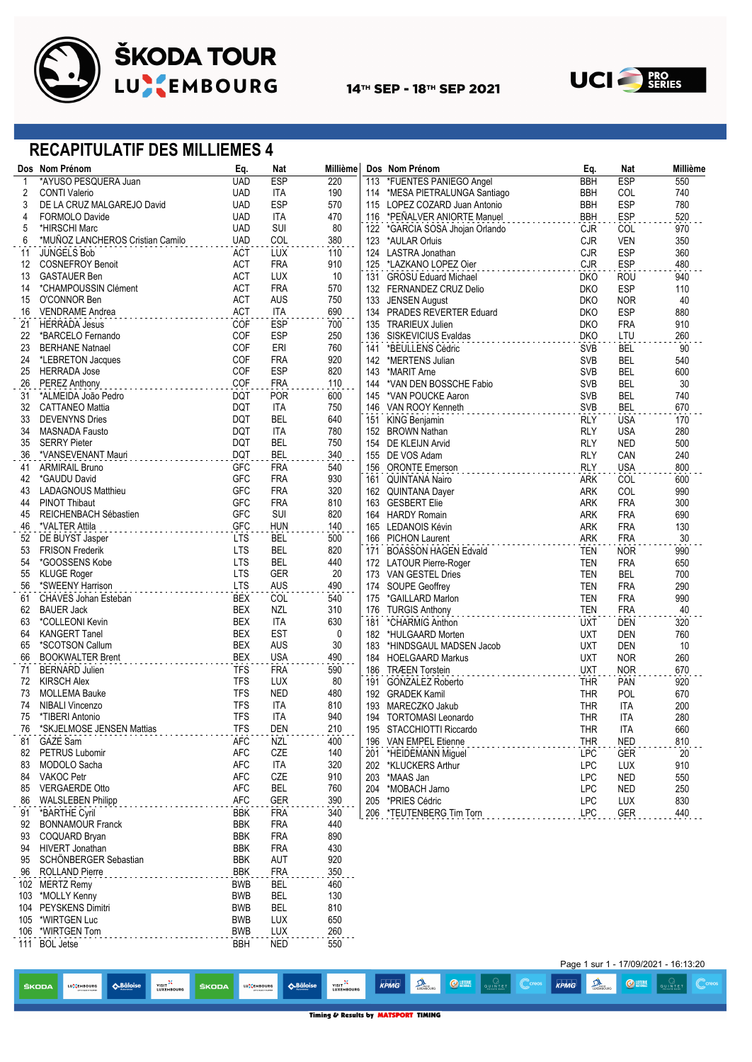# RECAPITULATIF DES MILLIEMES 4

| Dos | Nom Prénom | Eq. | Nat | Millième |
|---|---|---|---|---|
| 1 | *AYUSO PESQUERA Juan | UAD | ESP | 220 |
| 2 | CONTI Valerio | UAD | ITA | 190 |
| 3 | DE LA CRUZ MALGAREJO David | UAD | ESP | 570 |
| 4 | FORMOLO Davide | UAD | ITA | 470 |
| 5 | *HIRSCHI Marc | UAD | SUI | 80 |
| 6 | *MUÑOZ LANCHEROS Cristian Camilo | UAD | COL | 380 |
| 11 | JUNGELS Bob | ACT | LUX | 110 |
| 12 | COSNEFROY Benoit | ACT | FRA | 910 |
| 13 | GASTAUER Ben | ACT | LUX | 10 |
| 14 | *CHAMPOUSSIN Clément | ACT | FRA | 570 |
| 15 | O'CONNOR Ben | ACT | AUS | 750 |
| 16 | VENDRAME Andrea | ACT | ITA | 690 |
| 21 | HERRADA Jesus | COF | ESP | 700 |
| 22 | *BARCELO Fernando | COF | ESP | 250 |
| 23 | BERHANE Natnael | COF | ERI | 760 |
| 24 | *LEBRETON Jacques | COF | FRA | 920 |
| 25 | HERRADA Jose | COF | ESP | 820 |
| 26 | PEREZ Anthony | COF | FRA | 110 |
| 31 | *ALMEIDA João Pedro | DQT | POR | 600 |
| 32 | CATTANEO Mattia | DQT | ITA | 750 |
| 33 | DEVENYNS Dries | DQT | BEL | 640 |
| 34 | MASNADA Fausto | DQT | ITA | 780 |
| 35 | SERRY Pieter | DQT | BEL | 750 |
| 36 | *VANSEVENANT Mauri | DQT | BEL | 340 |
| 41 | ARMIRAIL Bruno | GFC | FRA | 540 |
| 42 | *GAUDU David | GFC | FRA | 930 |
| 43 | LADAGNOUS Matthieu | GFC | FRA | 320 |
| 44 | PINOT Thibaut | GFC | FRA | 810 |
| 45 | REICHENBACH Sébastien | GFC | SUI | 820 |
| 46 | *VALTER Attila | GFC | HUN | 140 |
| 52 | DE BUYST Jasper | LTS | BEL | 500 |
| 53 | FRISON Frederik | LTS | BEL | 820 |
| 54 | *GOOSSENS Kobe | LTS | BEL | 440 |
| 55 | KLUGE Roger | LTS | GER | 20 |
| 56 | *SWEENY Harrison | LTS | AUS | 490 |
| 61 | CHAVES Johan Esteban | BEX | COL | 540 |
| 62 | BAUER Jack | BEX | NZL | 310 |
| 63 | *COLLEONI Kevin | BEX | ITA | 630 |
| 64 | KANGERT Tanel | BEX | EST | 0 |
| 65 | *SCOTSON Callum | BEX | AUS | 30 |
| 66 | BOOKWALTER Brent | BEX | USA | 490 |
| 71 | BERNARD Julien | TFS | FRA | 590 |
| 72 | KIRSCH Alex | TFS | LUX | 80 |
| 73 | MOLLEMA Bauke | TFS | NED | 480 |
| 74 | NIBALI Vincenzo | TFS | ITA | 810 |
| 75 | *TIBERI Antonio | TFS | ITA | 940 |
| 76 | *SKJELMOSE JENSEN Mattias | TFS | DEN | 210 |
| 81 | GAZE Sam | AFC | NZL | 400 |
| 82 | PETRUS Lubomir | AFC | CZE | 140 |
| 83 | MODOLO Sacha | AFC | ITA | 320 |
| 84 | VAKOC Petr | AFC | CZE | 910 |
| 85 | VERGAERDE Otto | AFC | BEL | 760 |
| 86 | WALSLEBEN Philipp | AFC | GER | 390 |
| 91 | *BARTHE Cyril | BBK | FRA | 340 |
| 92 | BONNAMOUR Franck | BBK | FRA | 440 |
| 93 | COQUARD Bryan | BBK | FRA | 890 |
| 94 | HIVERT Jonathan | BBK | FRA | 430 |
| 95 | SCHÖNBERGER Sebastian | BBK | AUT | 920 |
| 96 | ROLLAND Pierre | BBK | FRA | 350 |
| 102 | MERTZ Remy | BWB | BEL | 460 |
| 103 | *MOLLY Kenny | BWB | BEL | 130 |
| 104 | PEYSKENS Dimitri | BWB | BEL | 810 |
| 105 | *WIRTGEN Luc | BWB | LUX | 650 |
| 106 | *WIRTGEN Tom | BWB | LUX | 260 |
| 111 | BOL Jetse | BBH | NED | 550 |
| 113 | *FUENTES PANIEGO Angel | BBH | ESP | 550 |
| 114 | *MESA PIETRALUNGA Santiago | BBH | COL | 740 |
| 115 | LOPEZ COZARD Juan Antonio | BBH | ESP | 780 |
| 116 | *PEÑALVER ANIORTE Manuel | BBH | ESP | 520 |
| 122 | *GARCIA SOSA Jhojan Orlando | CJR | COL | 970 |
| 123 | *AULAR Orluis | CJR | VEN | 350 |
| 124 | LASTRA Jonathan | CJR | ESP | 360 |
| 125 | *LAZKANO LOPEZ Oier | CJR | ESP | 480 |
| 131 | GROSU Eduard Michael | DKO | ROU | 940 |
| 132 | FERNANDEZ CRUZ Delio | DKO | ESP | 110 |
| 133 | JENSEN August | DKO | NOR | 40 |
| 134 | PRADES REVERTER Eduard | DKO | ESP | 880 |
| 135 | TRARIEUX Julien | DKO | FRA | 910 |
| 136 | SISKEVICIUS Evaldas | DKO | LTU | 260 |
| 141 | *BEULLENS Cédric | SVB | BEL | 90 |
| 142 | *MERTENS Julian | SVB | BEL | 540 |
| 143 | *MARIT Arne | SVB | BEL | 600 |
| 144 | *VAN DEN BOSSCHE Fabio | SVB | BEL | 30 |
| 145 | *VAN POUCKE Aaron | SVB | BEL | 740 |
| 146 | VAN ROOY Kenneth | SVB | BEL | 670 |
| 151 | KING Benjamin | RLY | USA | 170 |
| 152 | BROWN Nathan | RLY | USA | 280 |
| 154 | DE KLEIJN Arvid | RLY | NED | 500 |
| 155 | DE VOS Adam | RLY | CAN | 240 |
| 156 | ORONTE Emerson | RLY | USA | 800 |
| 161 | QUINTANA Nairo | ARK | COL | 600 |
| 162 | QUINTANA Dayer | ARK | COL | 990 |
| 163 | GESBERT Elie | ARK | FRA | 300 |
| 164 | HARDY Romain | ARK | FRA | 690 |
| 165 | LEDANOIS Kévin | ARK | FRA | 130 |
| 166 | PICHON Laurent | ARK | FRA | 30 |
| 171 | BOASSON HAGEN Edvald | TEN | NOR | 990 |
| 172 | LATOUR Pierre-Roger | TEN | FRA | 650 |
| 173 | VAN GESTEL Dries | TEN | BEL | 700 |
| 174 | SOUPE Geoffrey | TEN | FRA | 290 |
| 175 | *GAILLARD Marlon | TEN | FRA | 990 |
| 176 | TURGIS Anthony | TEN | FRA | 40 |
| 181 | *CHARMIG Anthon | UXT | DEN | 320 |
| 182 | *HULGAARD Morten | UXT | DEN | 760 |
| 183 | *HINDSGAUL MADSEN Jacob | UXT | DEN | 10 |
| 184 | HOELGAARD Markus | UXT | NOR | 260 |
| 186 | TRÆEN Torstein | UXT | NOR | 670 |
| 191 | GONZALEZ Roberto | THR | PAN | 920 |
| 192 | GRADEK Kamil | THR | POL | 670 |
| 193 | MARECZKO Jakub | THR | ITA | 200 |
| 194 | TORTOMASI Leonardo | THR | ITA | 280 |
| 195 | STACCHIOTTI Riccardo | THR | ITA | 660 |
| 196 | VAN EMPEL Etienne | THR | NED | 810 |
| 201 | *HEIDEMANN Miguel | LPC | GER | 20 |
| 202 | *KLUCKERS Arthur | LPC | LUX | 910 |
| 203 | *MAAS Jan | LPC | NED | 550 |
| 204 | *MOBACH Jarno | LPC | NED | 250 |
| 205 | *PRIES Cédric | LPC | LUX | 830 |
| 206 | *TEUTENBERG Tim Torn | LPC | GER | 440 |

Page 1 sur 1 - 17/09/2021 - 16:13:20

Timing & Results by MATSPORT TIMING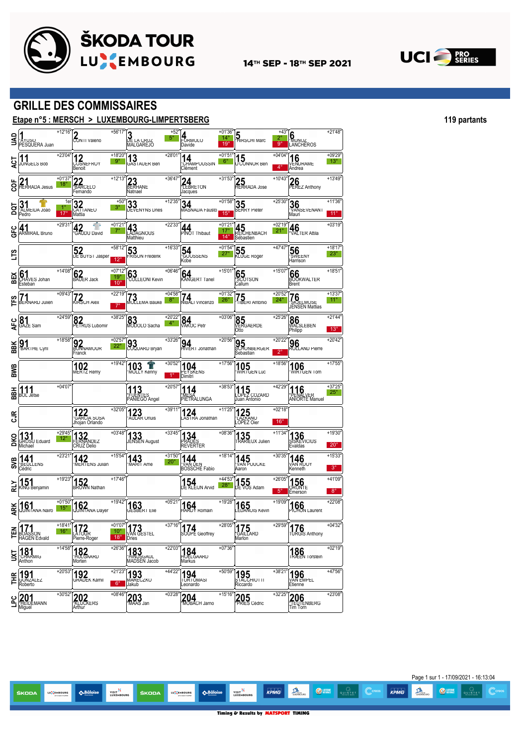# ŠKODA TOUR LUXEMBOURG

14TH SEP - 18TH SEP 2021

UCI PRO SERIES

## GRILLE DES COMMISSAIRES

**Etape n°5 : MERSCH > LUXEMBOURG-LIMPERTSBERG** — 119 partants

| Équipe | 1 | 2 | 3 | 4 | 5 | 6 |
|---|---|---|---|---|---|---|
| UAD | 1 AYUSO PESQUERA Juan +12'16" | 2 CONTI Valerio +56'17" | 3 DE LA CRUZ MALGAREJO +52" 5° | 4 FORMOLO Davide +01'36" 14° 19° | 5 HIRSCHI Marc +43" 2° 9° | 6 MUNOZ LANCHEROS +21'48" |
| ACT | 11 JUNGELS Bob +23'04" | 12 COSNEFROY Benoit +18'20" 9° | 13 GASTAUER Ben +28'01" | 14 CHAMPOUSSIN Clément +01'51" 6° | 15 O'CONNOR Ben +04'04" 4° | 16 VENDRAME Andrea +09'29" 13° |
| COF | 21 HERRADA Jesus +01'37" 18° | 22 BARCELO Fernando +12'13" | 23 BERHANE Natnael +36'47" | 24 LEBRETON Jacques +31'53" | 25 HERRADA Jose +10'43" | 26 PEREZ Anthony +13'49" |
| DQT | 31 ALMEIDA Joao Pedro 1er 1° 17° | 32 CATTANEO Mattia +50" 3° | 33 DEVENYNS Dries +12'35" | 34 MASNADA Fausto +01'58" 15° | 35 SERRY Pieter +25'30" | 36 VANSEVENANT Mauri +11'36" 11° |
| GFC | 41 ARMIRAIL Bruno +29'31" | 42 GAUDU David +01'21" 7° | 43 LADAGNOUS Matthieu +22'33" | 44 PINOT Thibaut +01'21" 17° 14° | 45 REICHENBACH Sébastien +02'19" 21° | 46 VALTER Attila +03'19" |
| LTS | | 52 DE BUYST Jasper +58'12" 12° | 53 FRISON Frederik +16'33" | 54 GOOSSENS Kobe +01'54" 27° | 55 KLUGE Roger +47'47" | 56 SWEENY Harrison +18'17" 23° |
| BEX | 61 CHAVES Johan Esteban +14'08" | 62 BAUER Jack +07'12" 19° 10° | 63 COLLEONI Kevin +06'46" | 64 KANGERT Tanel +15'01" | 65 SCOTSON Callum +15'07" | 66 BOOKWALTER Brent +18'51" |
| TFS | 71 BERNARD Julien +09'43" | 72 KIRSCH Alex +22'19" 7° | 73 MOLLEMA Bauke +04'58" 8° | 74 NIBALI Vincenzo +01'32" 26° | 75 TIBERI Antonio +20'52" 24° | 76 SKJELMOSE JENSEN Mattias +13'37" 11° |
| AFC | 81 GAZE Sam +24'59" | 82 PETRUS Lubomir +38'25" | 83 MODOLO Sacha +20'22" 4° | 84 VAKOC Petr +03'06" | 85 VERGAERDE Otto +25'26" | 86 WALSLEBEN Philipp +21'44" 13° |
| BBK | 91 BARTHE Cyril +18'58" | 92 BONNAMOUR Franck +02'57" 22° | 93 COQUARD Bryan +33'26" | 94 HIVERT Jonathan +20'56" | 95 SCHONBERGER Sebastian +20'22" 2° | 96 ROLLAND Pierre +20'42" |
| BWB | | 102 MERTZ Remy +19'42" | 103 MOLLY Kenny +30'52" 1° | 104 PEYSKENS Dimitri +17'56" | 105 WIRTGEN Luc +18'56" | 106 WIRTGEN Tom +17'55" |
| BBH | 111 BOL Jetse +04'07" | | 113 FUENTES PANIEGO Angel +20'57" | 114 MESA PIETRALUNGA +38'53" | 115 LOPEZ COZARD Juan Antonio +42'29" | 116 PENALVER ANIORTE Manuel +37'25" 25° |
| CJR | | 122 GARCIA SOSA Jhojan Orlando +32'05" | 123 AULAR Orluis +39'11" | 124 LASTRA Jonathan +11'25" | 125 LAZKANO LOPEZ Oier +02'18" 16° | |
| DKO | 131 GROSU Eduard Michael +29'45" 12° | 132 FERNANDEZ CRUZ Delio +03'48" | 133 JENSEN August +33'45" | 134 PRADES REVERTER +08'36" | 135 TRARIEUX Julien +11'34" | 136 SISKEVICIUS Evaldas +19'30" 20° |
| SVB | 141 BEULLENS Cédric +23'21" | 142 MERTENS Julian +15'54" | 143 MARIT Arne +31'50" 20° | 144 VAN DEN BOSSCHE Fabio +18'14" | 145 VAN POUCKE Aaron +30'35" | 146 VAN ROOY Kenneth +15'33" 3° |
| RLY | 151 KING Benjamin +19'23" | 152 BROWN Nathan +17'46" | | 154 DE KLEIJN Arvid +44'53" 28° | 155 DE VOS Adam +26'05" 5° | 156 GRONTE Emerson +41'09" 8° |
| ARK | 161 QUINTANA Nairo +01'50" 15° | 162 QUINTANA Dayer +19'42" | 163 GESBERT Elie +05'21" | 164 HARDY Romain +19'28" | 165 LEDANOIS Kevin +19'09" | 166 PICHON Laurent +22'08" |
| TEN | 171 BOASSON HAGEN Edvald +18'41" 16° | 172 LATOUR Pierre-Roger +01'07" 10° 18° | 173 VAN GESTEL Dries +37'16" | 174 SOUPE Geoffrey +28'05" | 175 GAILLARD Marlon +29'59" | 176 TURGIS Anthony +04'32" |
| UXT | 181 CHARMIG Anthon +14'58" | 182 HULGAARD Morten +26'36" | 183 HINDSGAUL MADSEN Jacob +22'03" | 184 HOELGAARD Markus +07'36" | | 186 TRAEEN Torstein +02'19" |
| THR | 191 GONZALEZ Roberto +20'53" | 192 GRADEK Kamil +21'23" 6° | 193 MARECZKO Jakub +44'22" | 194 FORTOMASI Leonardo +50'59" | 195 STACCHIOTTI Riccardo +38'21" | 196 VAN EMPEL Etienne +47'56" |
| LPC | 201 HEIDEMANN Miguel +30'52" | 202 KLUCKERS Arthur +08'46" | 203 MAAS Jan +03'28" | 204 MOBACH Jarno +15'16" | 205 PRIES Cédric +32'25" | 206 TEUTENBERG Tim Torn +23'08" |

Page 1 sur 1 - 17/09/2021 - 16:13:04

Timing & Results by MATSPORT TIMING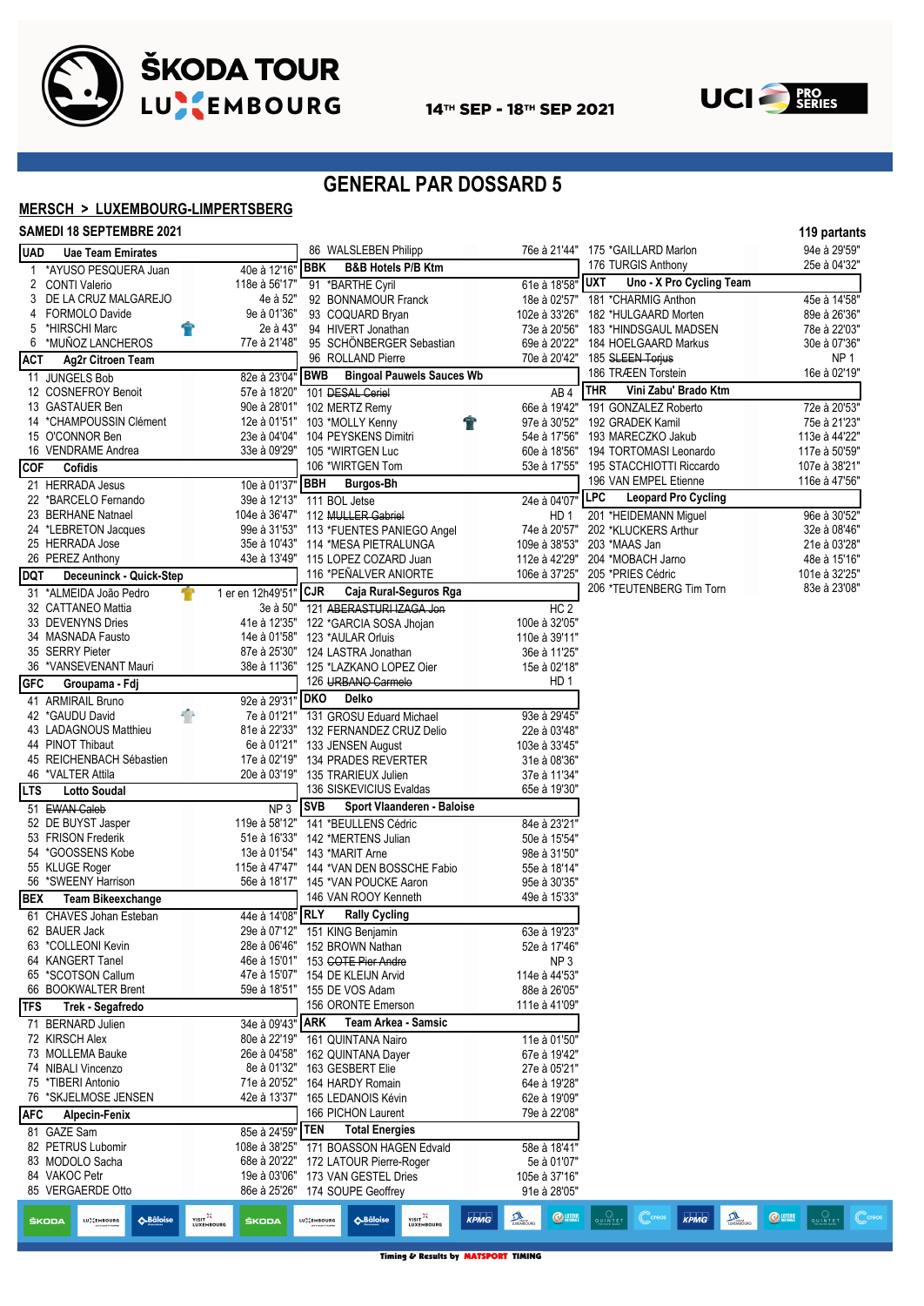# ŠKODA TOUR LUXEMBOURG

14TH SEP - 18TH SEP 2021

UCI PRO SERIES

## GENERAL PAR DOSSARD 5

**MERSCH > LUXEMBOURG-LIMPERTSBERG**

**SAMEDI 18 SEPTEMBRE 2021**

**119 partants**

| Dossard | Coureur | Classement |
|---|---|---|
| **UAD** | **Uae Team Emirates** | |
| 1 | *AYUSO PESQUERA Juan | 40e à 12'16" |
| 2 | CONTI Valerio | 118e à 56'17" |
| 3 | DE LA CRUZ MALGAREJO | 4e à 52" |
| 4 | FORMOLO Davide | 9e à 01'36" |
| 5 | *HIRSCHI Marc | 2e à 43" |
| 6 | *MUÑOZ LANCHEROS | 77e à 21'48" |
| **ACT** | **Ag2r Citroen Team** | |
| 11 | JUNGELS Bob | 82e à 23'04" |
| 12 | COSNEFROY Benoit | 57e à 18'20" |
| 13 | GASTAUER Ben | 90e à 28'01" |
| 14 | *CHAMPOUSSIN Clément | 12e à 01'51" |
| 15 | O'CONNOR Ben | 23e à 04'04" |
| 16 | VENDRAME Andrea | 33e à 09'29" |
| **COF** | **Cofidis** | |
| 21 | HERRADA Jesus | 10e à 01'37" |
| 22 | *BARCELO Fernando | 39e à 12'13" |
| 23 | BERHANE Natnael | 104e à 36'47" |
| 24 | *LEBRETON Jacques | 99e à 31'53" |
| 25 | HERRADA Jose | 35e à 10'43" |
| 26 | PEREZ Anthony | 43e à 13'49" |
| **DQT** | **Deceuninck - Quick-Step** | |
| 31 | *ALMEIDA João Pedro | 1 er en 12h49'51" |
| 32 | CATTANEO Mattia | 3e à 50" |
| 33 | DEVENYNS Dries | 41e à 12'35" |
| 34 | MASNADA Fausto | 14e à 01'58" |
| 35 | SERRY Pieter | 87e à 25'30" |
| 36 | *VANSEVENANT Mauri | 38e à 11'36" |
| **GFC** | **Groupama - Fdj** | |
| 41 | ARMIRAIL Bruno | 92e à 29'31" |
| 42 | *GAUDU David | 7e à 01'21" |
| 43 | LADAGNOUS Matthieu | 81e à 22'33" |
| 44 | PINOT Thibaut | 6e à 01'21" |
| 45 | REICHENBACH Sébastien | 17e à 02'19" |
| 46 | *VALTER Attila | 20e à 03'19" |
| **LTS** | **Lotto Soudal** | |
| 51 | ~~EWAN Caleb~~ | NP 3 |
| 52 | DE BUYST Jasper | 119e à 58'12" |
| 53 | FRISON Frederik | 51e à 16'33" |
| 54 | *GOOSSENS Kobe | 13e à 01'54" |
| 55 | KLUGE Roger | 115e à 47'47" |
| 56 | *SWEENY Harrison | 56e à 18'17" |
| **BEX** | **Team Bikeexchange** | |
| 61 | CHAVES Johan Esteban | 44e à 14'08" |
| 62 | BAUER Jack | 29e à 07'12" |
| 63 | *COLLEONI Kevin | 28e à 06'46" |
| 64 | KANGERT Tanel | 46e à 15'01" |
| 65 | *SCOTSON Callum | 47e à 15'07" |
| 66 | BOOKWALTER Brent | 59e à 18'51" |
| **TFS** | **Trek - Segafredo** | |
| 71 | BERNARD Julien | 34e à 09'43" |
| 72 | KIRSCH Alex | 80e à 22'19" |
| 73 | MOLLEMA Bauke | 26e à 04'58" |
| 74 | NIBALI Vincenzo | 8e à 01'32" |
| 75 | *TIBERI Antonio | 71e à 20'52" |
| 76 | *SKJELMOSE JENSEN | 42e à 13'37" |
| **AFC** | **Alpecin-Fenix** | |
| 81 | GAZE Sam | 85e à 24'59" |
| 82 | PETRUS Lubomir | 108e à 38'25" |
| 83 | MODOLO Sacha | 68e à 20'22" |
| 84 | VAKOC Petr | 19e à 03'06" |
| 85 | VERGAERDE Otto | 86e à 25'26" |
| 86 | WALSLEBEN Philipp | 76e à 21'44" |
| **BBK** | **B&B Hotels P/B Ktm** | |
| 91 | *BARTHE Cyril | 61e à 18'58" |
| 92 | BONNAMOUR Franck | 18e à 02'57" |
| 93 | COQUARD Bryan | 102e à 33'26" |
| 94 | HIVERT Jonathan | 73e à 20'56" |
| 95 | SCHÖNBERGER Sebastian | 69e à 20'22" |
| 96 | ROLLAND Pierre | 70e à 20'42" |
| **BWB** | **Bingoal Pauwels Sauces Wb** | |
| 101 | ~~DESAL Ceriel~~ | AB 4 |
| 102 | MERTZ Remy | 66e à 19'42" |
| 103 | *MOLLY Kenny | 97e à 30'52" |
| 104 | PEYSKENS Dimitri | 54e à 17'56" |
| 105 | *WIRTGEN Luc | 60e à 18'56" |
| 106 | *WIRTGEN Tom | 53e à 17'55" |
| **BBH** | **Burgos-Bh** | |
| 111 | BOL Jetse | 24e à 04'07" |
| 112 | ~~MULLER Gabriel~~ | HD 1 |
| 113 | *FUENTES PANIEGO Angel | 74e à 20'57" |
| 114 | *MESA PIETRALUNGA | 109e à 38'53" |
| 115 | LOPEZ COZARD Juan | 112e à 42'29" |
| 116 | *PEÑALVER ANIORTE | 106e à 37'25" |
| **CJR** | **Caja Rural-Seguros Rga** | |
| 121 | ~~ABERASTURI IZAGA Jon~~ | HC 2 |
| 122 | *GARCIA SOSA Jhojan | 100e à 32'05" |
| 123 | *AULAR Orluis | 110e à 39'11" |
| 124 | LASTRA Jonathan | 36e à 11'25" |
| 125 | *LAZKANO LOPEZ Oier | 15e à 02'18" |
| 126 | ~~URBANO Carmelo~~ | HD 1 |
| **DKO** | **Delko** | |
| 131 | GROSU Eduard Michael | 93e à 29'45" |
| 132 | FERNANDEZ CRUZ Delio | 22e à 03'48" |
| 133 | JENSEN August | 103e à 33'45" |
| 134 | PRADES REVERTER | 31e à 08'36" |
| 135 | TRARIEUX Julien | 37e à 11'34" |
| 136 | SISKEVICIUS Evaldas | 65e à 19'30" |
| **SVB** | **Sport Vlaanderen - Baloise** | |
| 141 | *BEULLENS Cédric | 84e à 23'21" |
| 142 | *MERTENS Julian | 50e à 15'54" |
| 143 | *MARIT Arne | 98e à 31'50" |
| 144 | *VAN DEN BOSSCHE Fabio | 55e à 18'14" |
| 145 | *VAN POUCKE Aaron | 95e à 30'35" |
| 146 | VAN ROOY Kenneth | 49e à 15'33" |
| **RLY** | **Rally Cycling** | |
| 151 | KING Benjamin | 63e à 19'23" |
| 152 | BROWN Nathan | 52e à 17'46" |
| 153 | ~~COTE Pier Andre~~ | NP 3 |
| 154 | DE KLEIJN Arvid | 114e à 44'53" |
| 155 | DE VOS Adam | 88e à 26'05" |
| 156 | ORONTE Emerson | 111e à 41'09" |
| **ARK** | **Team Arkea - Samsic** | |
| 161 | QUINTANA Nairo | 11e à 01'50" |
| 162 | QUINTANA Dayer | 67e à 19'42" |
| 163 | GESBERT Elie | 27e à 05'21" |
| 164 | HARDY Romain | 64e à 19'28" |
| 165 | LEDANOIS Kévin | 62e à 19'09" |
| 166 | PICHON Laurent | 79e à 22'08" |
| **TEN** | **Total Energies** | |
| 171 | BOASSON HAGEN Edvald | 58e à 18'41" |
| 172 | LATOUR Pierre-Roger | 5e à 01'07" |
| 173 | VAN GESTEL Dries | 105e à 37'16" |
| 174 | SOUPE Geoffrey | 91e à 28'05" |
| 175 | *GAILLARD Marlon | 94e à 29'59" |
| 176 | TURGIS Anthony | 25e à 04'32" |
| **UXT** | **Uno - X Pro Cycling Team** | |
| 181 | *CHARMIG Anthon | 45e à 14'58" |
| 182 | *HULGAARD Morten | 89e à 26'36" |
| 183 | *HINDSGAUL MADSEN | 78e à 22'03" |
| 184 | HOELGAARD Markus | 30e à 07'36" |
| 185 | ~~SLEEN Torjus~~ | NP 1 |
| 186 | TRÆEN Torstein | 16e à 02'19" |
| **THR** | **Vini Zabu' Brado Ktm** | |
| 191 | GONZALEZ Roberto | 72e à 20'53" |
| 192 | GRADEK Kamil | 75e à 21'23" |
| 193 | MARECZKO Jakub | 113e à 44'22" |
| 194 | TORTOMASI Leonardo | 117e à 50'59" |
| 195 | STACCHIOTTI Riccardo | 107e à 38'21" |
| 196 | VAN EMPEL Etienne | 116e à 47'56" |
| **LPC** | **Leopard Pro Cycling** | |
| 201 | *HEIDEMANN Miguel | 96e à 30'52" |
| 202 | *KLUCKERS Arthur | 32e à 08'46" |
| 203 | *MAAS Jan | 21e à 03'28" |
| 204 | *MOBACH Jarno | 48e à 15'16" |
| 205 | *PRIES Cédric | 101e à 32'25" |
| 206 | *TEUTENBERG Tim Torn | 83e à 23'08" |

Timing & Results by MATSPORT TIMING